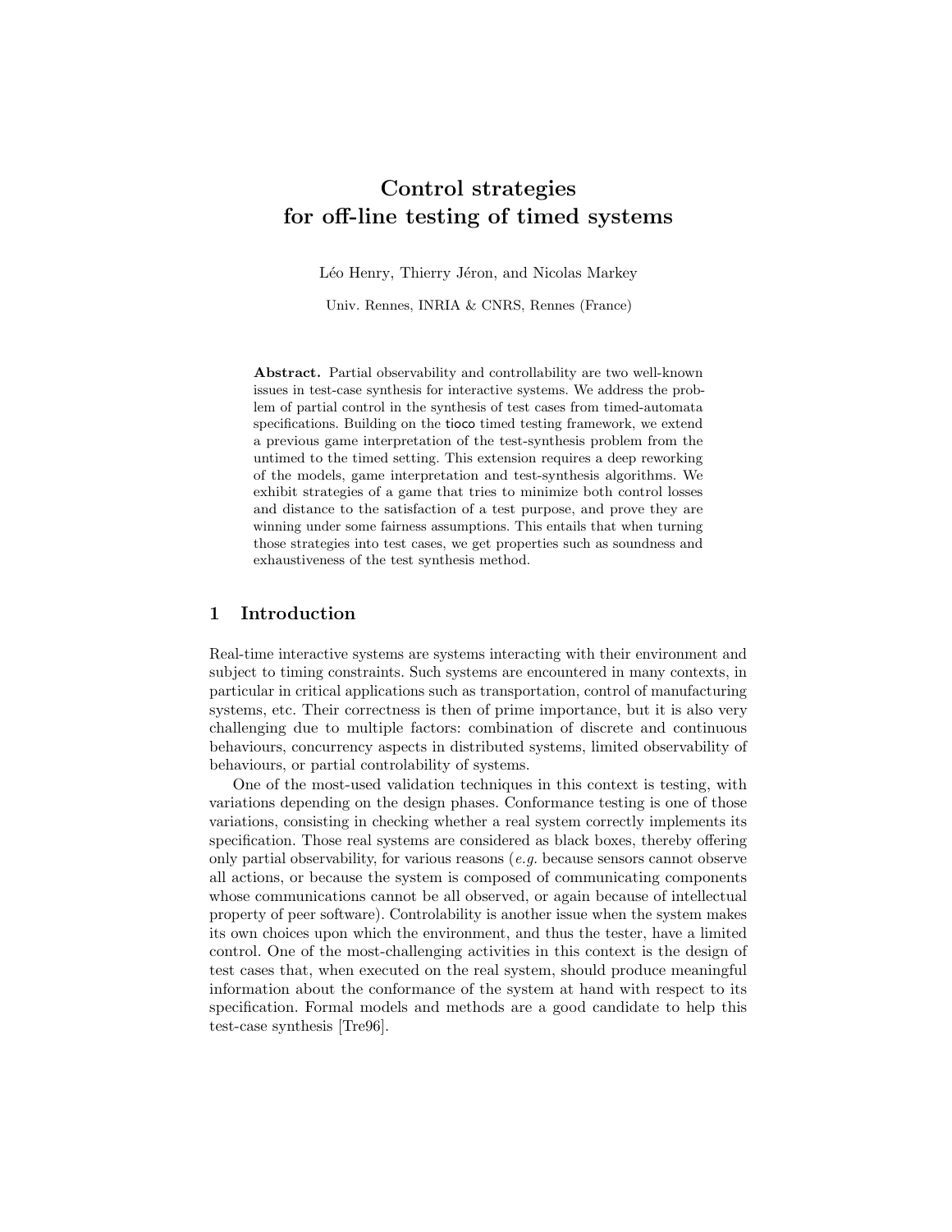# Control strategies for off-line testing of timed systems

Léo Henry, Thierry Jéron, and Nicolas Markey

Univ. Rennes, INRIA & CNRS, Rennes (France)

**Abstract.** Partial observability and controllability are two well-known issues in test-case synthesis for interactive systems. We address the problem of partial control in the synthesis of test cases from timed-automata specifications. Building on the tioco timed testing framework, we extend a previous game interpretation of the test-synthesis problem from the untimed to the timed setting. This extension requires a deep reworking of the models, game interpretation and test-synthesis algorithms. We exhibit strategies of a game that tries to minimize both control losses and distance to the satisfaction of a test purpose, and prove they are winning under some fairness assumptions. This entails that when turning those strategies into test cases, we get properties such as soundness and exhaustiveness of the test synthesis method.

## 1 Introduction

Real-time interactive systems are systems interacting with their environment and subject to timing constraints. Such systems are encountered in many contexts, in particular in critical applications such as transportation, control of manufacturing systems, etc. Their correctness is then of prime importance, but it is also very challenging due to multiple factors: combination of discrete and continuous behaviours, concurrency aspects in distributed systems, limited observability of behaviours, or partial controlability of systems.

One of the most-used validation techniques in this context is testing, with variations depending on the design phases. Conformance testing is one of those variations, consisting in checking whether a real system correctly implements its specification. Those real systems are considered as black boxes, thereby offering only partial observability, for various reasons (*e.g.* because sensors cannot observe all actions, or because the system is composed of communicating components whose communications cannot be all observed, or again because of intellectual property of peer software). Controlability is another issue when the system makes its own choices upon which the environment, and thus the tester, have a limited control. One of the most-challenging activities in this context is the design of test cases that, when executed on the real system, should produce meaningful information about the conformance of the system at hand with respect to its specification. Formal models and methods are a good candidate to help this test-case synthesis [Tre96].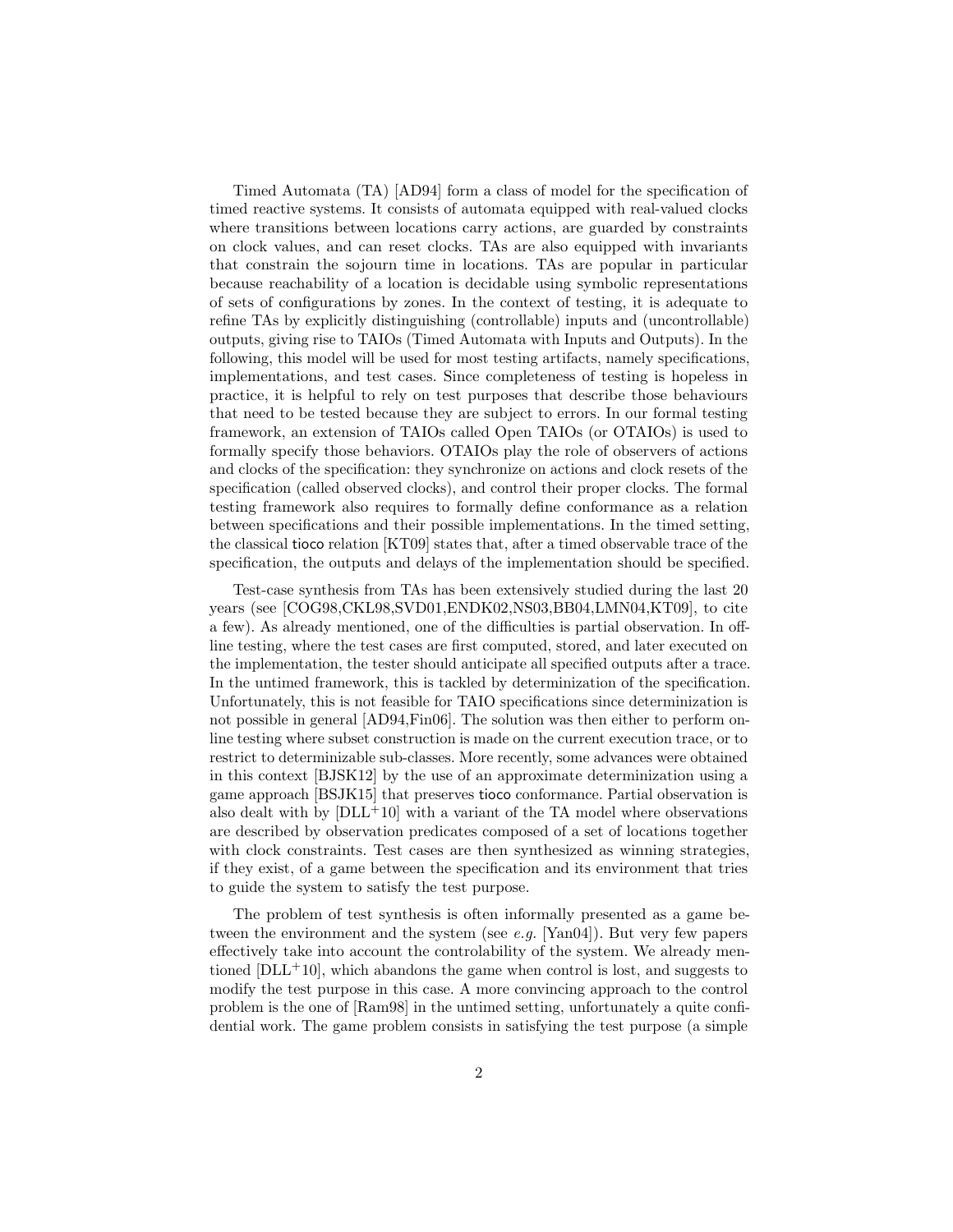Timed Automata (TA) [AD94] form a class of model for the specification of timed reactive systems. It consists of automata equipped with real-valued clocks where transitions between locations carry actions, are guarded by constraints on clock values, and can reset clocks. TAs are also equipped with invariants that constrain the sojourn time in locations. TAs are popular in particular because reachability of a location is decidable using symbolic representations of sets of configurations by zones. In the context of testing, it is adequate to refine TAs by explicitly distinguishing (controllable) inputs and (uncontrollable) outputs, giving rise to TAIOs (Timed Automata with Inputs and Outputs). In the following, this model will be used for most testing artifacts, namely specifications, implementations, and test cases. Since completeness of testing is hopeless in practice, it is helpful to rely on test purposes that describe those behaviours that need to be tested because they are subject to errors. In our formal testing framework, an extension of TAIOs called Open TAIOs (or OTAIOs) is used to formally specify those behaviors. OTAIOs play the role of observers of actions and clocks of the specification: they synchronize on actions and clock resets of the specification (called observed clocks), and control their proper clocks. The formal testing framework also requires to formally define conformance as a relation between specifications and their possible implementations. In the timed setting, the classical tioco relation [KT09] states that, after a timed observable trace of the specification, the outputs and delays of the implementation should be specified.

Test-case synthesis from TAs has been extensively studied during the last 20 years (see [COG98,CKL98,SVD01,ENDK02,NS03,BB04,LMN04,KT09], to cite a few). As already mentioned, one of the difficulties is partial observation. In off-line testing, where the test cases are first computed, stored, and later executed on the implementation, the tester should anticipate all specified outputs after a trace. In the untimed framework, this is tackled by determinization of the specification. Unfortunately, this is not feasible for TAIO specifications since determinization is not possible in general [AD94,Fin06]. The solution was then either to perform on-line testing where subset construction is made on the current execution trace, or to restrict to determinizable sub-classes. More recently, some advances were obtained in this context [BJSK12] by the use of an approximate determinization using a game approach [BSJK15] that preserves tioco conformance. Partial observation is also dealt with by [DLL+10] with a variant of the TA model where observations are described by observation predicates composed of a set of locations together with clock constraints. Test cases are then synthesized as winning strategies, if they exist, of a game between the specification and its environment that tries to guide the system to satisfy the test purpose.

The problem of test synthesis is often informally presented as a game between the environment and the system (see *e.g.* [Yan04]). But very few papers effectively take into account the controlability of the system. We already mentioned [DLL+10], which abandons the game when control is lost, and suggests to modify the test purpose in this case. A more convincing approach to the control problem is the one of [Ram98] in the untimed setting, unfortunately a quite confidential work. The game problem consists in satisfying the test purpose (a simple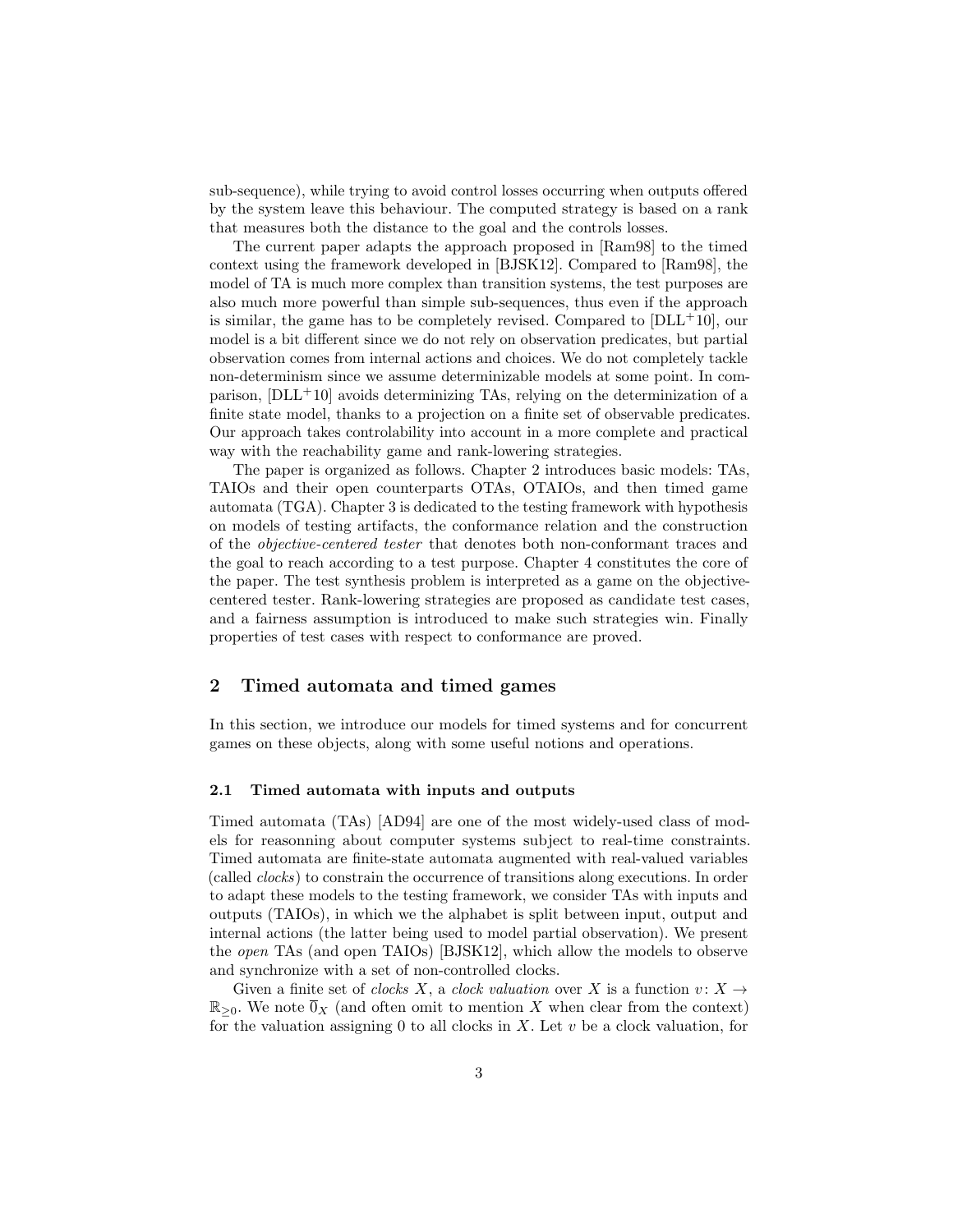sub-sequence), while trying to avoid control losses occurring when outputs offered by the system leave this behaviour. The computed strategy is based on a rank that measures both the distance to the goal and the controls losses.

The current paper adapts the approach proposed in [Ram98] to the timed context using the framework developed in [BJSK12]. Compared to [Ram98], the model of TA is much more complex than transition systems, the test purposes are also much more powerful than simple sub-sequences, thus even if the approach is similar, the game has to be completely revised. Compared to [DLL+10], our model is a bit different since we do not rely on observation predicates, but partial observation comes from internal actions and choices. We do not completely tackle non-determinism since we assume determinizable models at some point. In comparison, [DLL+10] avoids determinizing TAs, relying on the determinization of a finite state model, thanks to a projection on a finite set of observable predicates. Our approach takes controlability into account in a more complete and practical way with the reachability game and rank-lowering strategies.

The paper is organized as follows. Chapter 2 introduces basic models: TAs, TAIOs and their open counterparts OTAs, OTAIOs, and then timed game automata (TGA). Chapter 3 is dedicated to the testing framework with hypothesis on models of testing artifacts, the conformance relation and the construction of the *objective-centered tester* that denotes both non-conformant traces and the goal to reach according to a test purpose. Chapter 4 constitutes the core of the paper. The test synthesis problem is interpreted as a game on the objective-centered tester. Rank-lowering strategies are proposed as candidate test cases, and a fairness assumption is introduced to make such strategies win. Finally properties of test cases with respect to conformance are proved.

## 2 Timed automata and timed games

In this section, we introduce our models for timed systems and for concurrent games on these objects, along with some useful notions and operations.

### 2.1 Timed automata with inputs and outputs

Timed automata (TAs) [AD94] are one of the most widely-used class of models for reasonning about computer systems subject to real-time constraints. Timed automata are finite-state automata augmented with real-valued variables (called *clocks*) to constrain the occurrence of transitions along executions. In order to adapt these models to the testing framework, we consider TAs with inputs and outputs (TAIOs), in which we the alphabet is split between input, output and internal actions (the latter being used to model partial observation). We present the *open* TAs (and open TAIOs) [BJSK12], which allow the models to observe and synchronize with a set of non-controlled clocks.

Given a finite set of *clocks* $X$, a *clock valuation* over $X$ is a function $v\colon X \to \mathbb{R}_{\geq 0}$. We note $\overline{0}_X$ (and often omit to mention $X$ when clear from the context) for the valuation assigning 0 to all clocks in $X$. Let $v$ be a clock valuation, for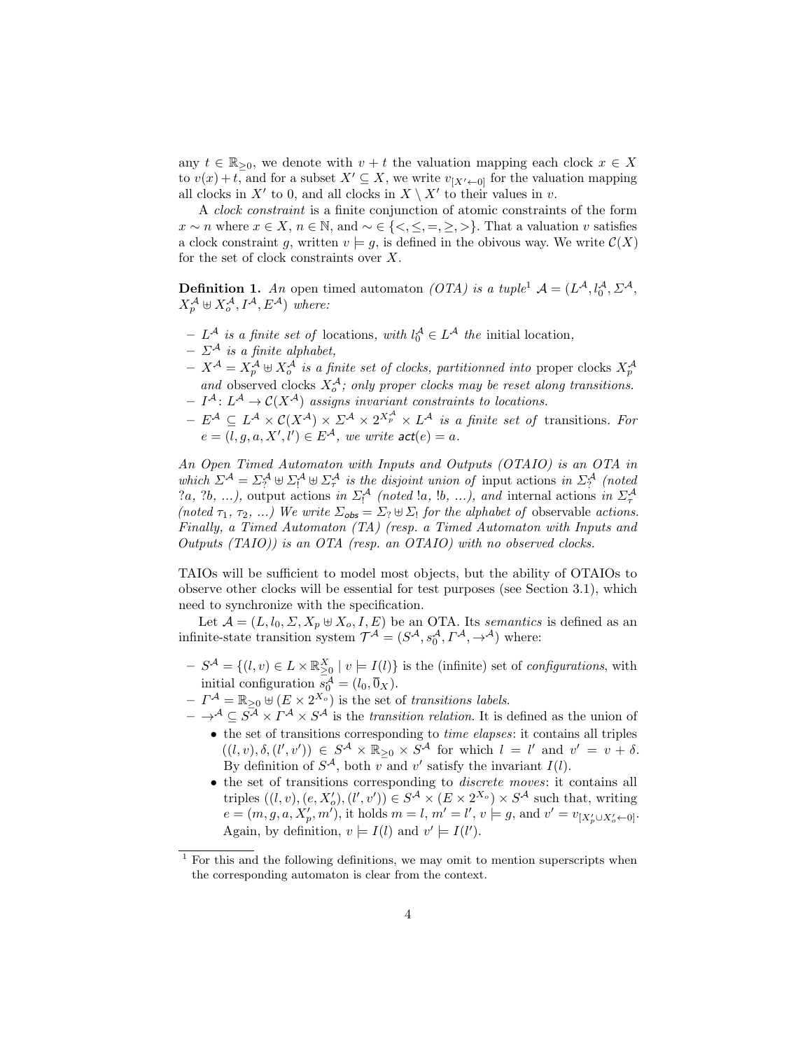any $t \in \mathbb{R}_{\geq 0}$, we denote with $v + t$ the valuation mapping each clock $x \in X$ to $v(x) + t$, and for a subset $X' \subseteq X$, we write $v_{[X' \leftarrow 0]}$ for the valuation mapping all clocks in $X'$ to 0, and all clocks in $X \setminus X'$ to their values in $v$.

A *clock constraint* is a finite conjunction of atomic constraints of the form $x \sim n$ where $x \in X$, $n \in \mathbb{N}$, and $\sim \in \{<, \leq, =, \geq, >\}$. That a valuation $v$ satisfies a clock constraint $g$, written $v \models g$, is defined in the obivous way. We write $\mathcal{C}(X)$ for the set of clock constraints over $X$.

**Definition 1.** *An* open timed automaton *(OTA) is a tuple*[1] $\mathcal{A} = (L^{\mathcal{A}}, l_0^{\mathcal{A}}, \Sigma^{\mathcal{A}}, X_p^{\mathcal{A}} \uplus X_o^{\mathcal{A}}, I^{\mathcal{A}}, E^{\mathcal{A}})$ *where:*

- $L^{\mathcal{A}}$ *is a finite set of* locations, *with* $l_0^{\mathcal{A}} \in L^{\mathcal{A}}$ *the* initial location,
- $\Sigma^{\mathcal{A}}$ *is a finite alphabet,*
- $X^{\mathcal{A}} = X_p^{\mathcal{A}} \uplus X_o^{\mathcal{A}}$ *is a finite set of clocks, partitionned into* proper clocks $X_p^{\mathcal{A}}$ *and* observed clocks $X_o^{\mathcal{A}}$*; only proper clocks may be reset along transitions.*
- $I^{\mathcal{A}} \colon L^{\mathcal{A}} \to \mathcal{C}(X^{\mathcal{A}})$ *assigns invariant constraints to locations.*
- $E^{\mathcal{A}} \subseteq L^{\mathcal{A}} \times \mathcal{C}(X^{\mathcal{A}}) \times \Sigma^{\mathcal{A}} \times 2^{X_p^{\mathcal{A}}} \times L^{\mathcal{A}}$ *is a finite set of* transitions*. For* $e = (l, g, a, X', l') \in E^{\mathcal{A}}$*, we write* $\mathsf{act}(e) = a$.

*An Open Timed Automaton with Inputs and Outputs (OTAIO) is an OTA in which* $\Sigma^{\mathcal{A}} = \Sigma_?^{\mathcal{A}} \uplus \Sigma_!^{\mathcal{A}} \uplus \Sigma_\tau^{\mathcal{A}}$ *is the disjoint union of* input actions *in* $\Sigma_?^{\mathcal{A}}$ *(noted* $?a$, $?b$, ...*),* output actions *in* $\Sigma_!^{\mathcal{A}}$ *(noted* $!a$, $!b$, ...*), and* internal actions *in* $\Sigma_\tau^{\mathcal{A}}$ *(noted* $\tau_1$, $\tau_2$, ...*) We write* $\Sigma_{\mathsf{obs}} = \Sigma_? \uplus \Sigma_!$ *for the alphabet of* observable *actions. Finally, a Timed Automaton (TA) (resp. a Timed Automaton with Inputs and Outputs (TAIO)) is an OTA (resp. an OTAIO) with no observed clocks.*

TAIOs will be sufficient to model most objects, but the ability of OTAIOs to observe other clocks will be essential for test purposes (see Section 3.1), which need to synchronize with the specification.

Let $\mathcal{A} = (L, l_0, \Sigma, X_p \uplus X_o, I, E)$ be an OTA. Its *semantics* is defined as an infinite-state transition system $\mathcal{T}^{\mathcal{A}} = (S^{\mathcal{A}}, s_0^{\mathcal{A}}, \Gamma^{\mathcal{A}}, \to^{\mathcal{A}})$ where:

- $S^{\mathcal{A}} = \{(l, v) \in L \times \mathbb{R}_{\geq 0}^X \mid v \models I(l)\}$ is the (infinite) set of *configurations*, with initial configuration $s_0^{\mathcal{A}} = (l_0, \overline{0}_X)$.
- $\Gamma^{\mathcal{A}} = \mathbb{R}_{\geq 0} \uplus (E \times 2^{X_o})$ is the set of *transitions labels*.
- $\to^{\mathcal{A}} \subseteq S^{\mathcal{A}} \times \Gamma^{\mathcal{A}} \times S^{\mathcal{A}}$ is the *transition relation*. It is defined as the union of
  - the set of transitions corresponding to *time elapses*: it contains all triples $((l, v), \delta, (l', v')) \in S^{\mathcal{A}} \times \mathbb{R}_{\geq 0} \times S^{\mathcal{A}}$ for which $l = l'$ and $v' = v + \delta$. By definition of $S^{\mathcal{A}}$, both $v$ and $v'$ satisfy the invariant $I(l)$.
  - the set of transitions corresponding to *discrete moves*: it contains all triples $((l, v), (e, X_o'), (l', v')) \in S^{\mathcal{A}} \times (E \times 2^{X_o}) \times S^{\mathcal{A}}$ such that, writing $e = (m, g, a, X_p', m')$, it holds $m = l$, $m' = l'$, $v \models g$, and $v' = v_{[X_p' \cup X_o' \leftarrow 0]}$. Again, by definition, $v \models I(l)$ and $v' \models I(l')$.

[1] For this and the following definitions, we may omit to mention superscripts when the corresponding automaton is clear from the context.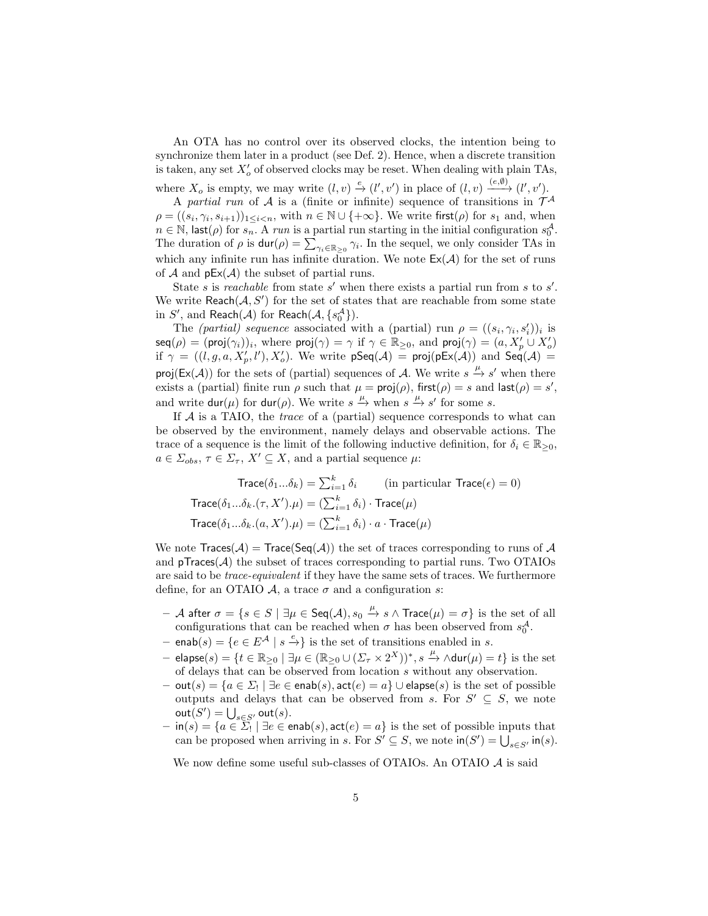An OTA has no control over its observed clocks, the intention being to synchronize them later in a product (see Def. 2). Hence, when a discrete transition is taken, any set $X'_o$ of observed clocks may be reset. When dealing with plain TAs, where $X_o$ is empty, we may write $(l, v) \xrightarrow{e} (l', v')$ in place of $(l, v) \xrightarrow{(e,\emptyset)} (l', v')$.

A *partial run* of $\mathcal{A}$ is a (finite or infinite) sequence of transitions in $\mathcal{T}^{\mathcal{A}}$ $\rho = ((s_i, \gamma_i, s_{i+1}))_{1 \leq i < n}$, with $n \in \mathbb{N} \cup \{+\infty\}$. We write $\mathsf{first}(\rho)$ for $s_1$ and, when $n \in \mathbb{N}$, $\mathsf{last}(\rho)$ for $s_n$. A *run* is a partial run starting in the initial configuration $s_0^{\mathcal{A}}$. The duration of $\rho$ is $\mathsf{dur}(\rho) = \sum_{\gamma_i \in \mathbb{R}_{\geq 0}} \gamma_i$. In the sequel, we only consider TAs in which any infinite run has infinite duration. We note $\mathsf{Ex}(\mathcal{A})$ for the set of runs of $\mathcal{A}$ and $\mathsf{pEx}(\mathcal{A})$ the subset of partial runs.

State $s$ is *reachable* from state $s'$ when there exists a partial run from $s$ to $s'$. We write $\mathsf{Reach}(\mathcal{A}, S')$ for the set of states that are reachable from some state in $S'$, and $\mathsf{Reach}(\mathcal{A})$ for $\mathsf{Reach}(\mathcal{A}, \{s_0^{\mathcal{A}}\})$.

The *(partial) sequence* associated with a (partial) run $\rho = ((s_i, \gamma_i, s'_i))_i$ is $\mathsf{seq}(\rho) = (\mathsf{proj}(\gamma_i))_i$, where $\mathsf{proj}(\gamma) = \gamma$ if $\gamma \in \mathbb{R}_{\geq 0}$, and $\mathsf{proj}(\gamma) = (a, X'_p \cup X'_o)$ if $\gamma = ((l, g, a, X'_p, l'), X'_o)$. We write $\mathsf{pSeq}(\mathcal{A}) = \mathsf{proj}(\mathsf{pEx}(\mathcal{A}))$ and $\mathsf{Seq}(\mathcal{A}) = \mathsf{proj}(\mathsf{Ex}(\mathcal{A}))$ for the sets of (partial) sequences of $\mathcal{A}$. We write $s \xrightarrow{\mu} s'$ when there exists a (partial) finite run $\rho$ such that $\mu = \mathsf{proj}(\rho)$, $\mathsf{first}(\rho) = s$ and $\mathsf{last}(\rho) = s'$, and write $\mathsf{dur}(\mu)$ for $\mathsf{dur}(\rho)$. We write $s \xrightarrow{\mu}$ when $s \xrightarrow{\mu} s'$ for some $s$.

If $\mathcal{A}$ is a TAIO, the *trace* of a (partial) sequence corresponds to what can be observed by the environment, namely delays and observable actions. The trace of a sequence is the limit of the following inductive definition, for $\delta_i \in \mathbb{R}_{\geq 0}$, $a \in \Sigma_{obs}$, $\tau \in \Sigma_\tau$, $X' \subseteq X$, and a partial sequence $\mu$:

$$\mathsf{Trace}(\delta_1 ... \delta_k) = \textstyle\sum_{i=1}^{k} \delta_i \qquad \text{(in particular } \mathsf{Trace}(\epsilon) = 0\text{)}$$

$$\mathsf{Trace}(\delta_1 ... \delta_k.(\tau, X').\mu) = (\textstyle\sum_{i=1}^{k} \delta_i) \cdot \mathsf{Trace}(\mu)$$

$$\mathsf{Trace}(\delta_1 ... \delta_k.(a, X').\mu) = (\textstyle\sum_{i=1}^{k} \delta_i) \cdot a \cdot \mathsf{Trace}(\mu)$$

We note $\mathsf{Traces}(\mathcal{A}) = \mathsf{Trace}(\mathsf{Seq}(\mathcal{A}))$ the set of traces corresponding to runs of $\mathcal{A}$ and $\mathsf{pTraces}(\mathcal{A})$ the subset of traces corresponding to partial runs. Two OTAIOs are said to be *trace-equivalent* if they have the same sets of traces. We furthermore define, for an OTAIO $\mathcal{A}$, a trace $\sigma$ and a configuration $s$:

- $\mathcal{A}$ after $\sigma = \{s \in S \mid \exists \mu \in \mathsf{Seq}(\mathcal{A}), s_0 \xrightarrow{\mu} s \wedge \mathsf{Trace}(\mu) = \sigma\}$ is the set of all configurations that can be reached when $\sigma$ has been observed from $s_0^{\mathcal{A}}$.
- $\mathsf{enab}(s) = \{e \in E^{\mathcal{A}} \mid s \xrightarrow{e}\}$ is the set of transitions enabled in $s$.
- $\mathsf{elapse}(s) = \{t \in \mathbb{R}_{\geq 0} \mid \exists \mu \in (\mathbb{R}_{\geq 0} \cup (\Sigma_\tau \times 2^X))^*, s \xrightarrow{\mu} \wedge \mathsf{dur}(\mu) = t\}$ is the set of delays that can be observed from location $s$ without any observation.
- $\mathsf{out}(s) = \{a \in \Sigma_! \mid \exists e \in \mathsf{enab}(s), \mathsf{act}(e) = a\} \cup \mathsf{elapse}(s)$ is the set of possible outputs and delays that can be observed from $s$. For $S' \subseteq S$, we note $\mathsf{out}(S') = \bigcup_{s \in S'} \mathsf{out}(s)$.
- $\mathsf{in}(s) = \{a \in \Sigma_! \mid \exists e \in \mathsf{enab}(s), \mathsf{act}(e) = a\}$ is the set of possible inputs that can be proposed when arriving in $s$. For $S' \subseteq S$, we note $\mathsf{in}(S') = \bigcup_{s \in S'} \mathsf{in}(s)$.

We now define some useful sub-classes of OTAIOs. An OTAIO $\mathcal{A}$ is said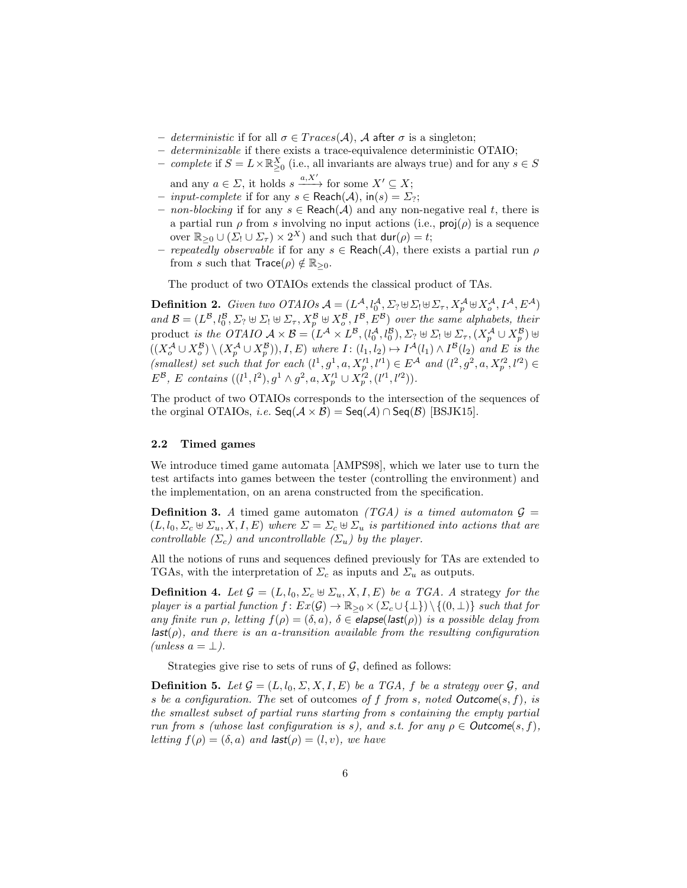- *deterministic* if for all $\sigma \in Traces(\mathcal{A})$, $\mathcal{A}$ after $\sigma$ is a singleton;
- *determinizable* if there exists a trace-equivalence deterministic OTAIO;
- *complete* if $S = L \times \mathbb{R}_{\geq 0}^X$ (i.e., all invariants are always true) and for any $s \in S$ and any $a \in \Sigma$, it holds $s \xrightarrow{a,X'}$ for some $X' \subseteq X$;
- *input-complete* if for any $s \in \mathsf{Reach}(\mathcal{A})$, $\mathsf{in}(s) = \Sigma_?$;
- *non-blocking* if for any $s \in \mathsf{Reach}(\mathcal{A})$ and any non-negative real $t$, there is a partial run $\rho$ from $s$ involving no input actions (i.e., $\mathsf{proj}(\rho)$ is a sequence over $\mathbb{R}_{\geq 0} \cup (\Sigma_! \cup \Sigma_\tau) \times 2^X$) and such that $\mathsf{dur}(\rho) = t$;
- *repeatedly observable* if for any $s \in \mathsf{Reach}(\mathcal{A})$, there exists a partial run $\rho$ from $s$ such that $\mathsf{Trace}(\rho) \notin \mathbb{R}_{\geq 0}$.

The product of two OTAIOs extends the classical product of TAs.

**Definition 2.** *Given two OTAIOs $\mathcal{A} = (L^{\mathcal{A}}, l_0^{\mathcal{A}}, \Sigma_? \uplus \Sigma_! \uplus \Sigma_\tau, X_p^{\mathcal{A}} \uplus X_o^{\mathcal{A}}, I^{\mathcal{A}}, E^{\mathcal{A}})$ and $\mathcal{B} = (L^{\mathcal{B}}, l_0^{\mathcal{B}}, \Sigma_? \uplus \Sigma_! \uplus \Sigma_\tau, X_p^{\mathcal{B}} \uplus X_o^{\mathcal{B}}, I^{\mathcal{B}}, E^{\mathcal{B}})$ over the same alphabets, their* product *is the OTAIO $\mathcal{A} \times \mathcal{B} = (L^{\mathcal{A}} \times L^{\mathcal{B}}, (l_0^{\mathcal{A}}, l_0^{\mathcal{B}}), \Sigma_? \uplus \Sigma_! \uplus \Sigma_\tau, (X_p^{\mathcal{A}} \cup X_p^{\mathcal{B}}) \uplus ((X_o^{\mathcal{A}} \cup X_o^{\mathcal{B}}) \setminus (X_p^{\mathcal{A}} \cup X_p^{\mathcal{B}})), I, E)$ where $I \colon (l_1, l_2) \mapsto I^{\mathcal{A}}(l_1) \wedge I^{\mathcal{B}}(l_2)$ and $E$ is the (smallest) set such that for each $(l^1, g^1, a, X_p'^1, l'^1) \in E^{\mathcal{A}}$ and $(l^2, g^2, a, X_p'^2, l'^2) \in E^{\mathcal{B}}$, $E$ contains $((l^1, l^2), g^1 \wedge g^2, a, X_p'^1 \cup X_p'^2, (l'^1, l'^2))$.*

The product of two OTAIOs corresponds to the intersection of the sequences of the orginal OTAIOs, *i.e.* $\mathsf{Seq}(\mathcal{A} \times \mathcal{B}) = \mathsf{Seq}(\mathcal{A}) \cap \mathsf{Seq}(\mathcal{B})$ [BSJK15].

### 2.2 Timed games

We introduce timed game automata [AMPS98], which we later use to turn the test artifacts into games between the tester (controlling the environment) and the implementation, on an arena constructed from the specification.

**Definition 3.** *A timed game automaton (TGA) is a timed automaton $\mathcal{G} = (L, l_0, \Sigma_c \uplus \Sigma_u, X, I, E)$ where $\Sigma = \Sigma_c \uplus \Sigma_u$ is partitioned into actions that are controllable ($\Sigma_c$) and uncontrollable ($\Sigma_u$) by the player.*

All the notions of runs and sequences defined previously for TAs are extended to TGAs, with the interpretation of $\Sigma_c$ as inputs and $\Sigma_u$ as outputs.

**Definition 4.** *Let $\mathcal{G} = (L, l_0, \Sigma_c \uplus \Sigma_u, X, I, E)$ be a TGA. A* strategy *for the player is a partial function $f \colon Ex(\mathcal{G}) \to \mathbb{R}_{\geq 0} \times (\Sigma_c \cup \{\bot\}) \setminus \{(0, \bot)\}$ such that for any finite run $\rho$, letting $f(\rho) = (\delta, a)$, $\delta \in \mathsf{elapse}(\mathsf{last}(\rho))$ is a possible delay from $\mathsf{last}(\rho)$, and there is an $a$-transition available from the resulting configuration (unless $a = \bot$).*

Strategies give rise to sets of runs of $\mathcal{G}$, defined as follows:

**Definition 5.** *Let $\mathcal{G} = (L, l_0, \Sigma, X, I, E)$ be a TGA, $f$ be a strategy over $\mathcal{G}$, and $s$ be a configuration. The* set of outcomes *of $f$ from $s$, noted $\mathsf{Outcome}(s, f)$, is the smallest subset of partial runs starting from $s$ containing the empty partial run from $s$ (whose last configuration is $s$), and s.t. for any $\rho \in \mathsf{Outcome}(s, f)$, letting $f(\rho) = (\delta, a)$ and $\mathsf{last}(\rho) = (l, v)$, we have*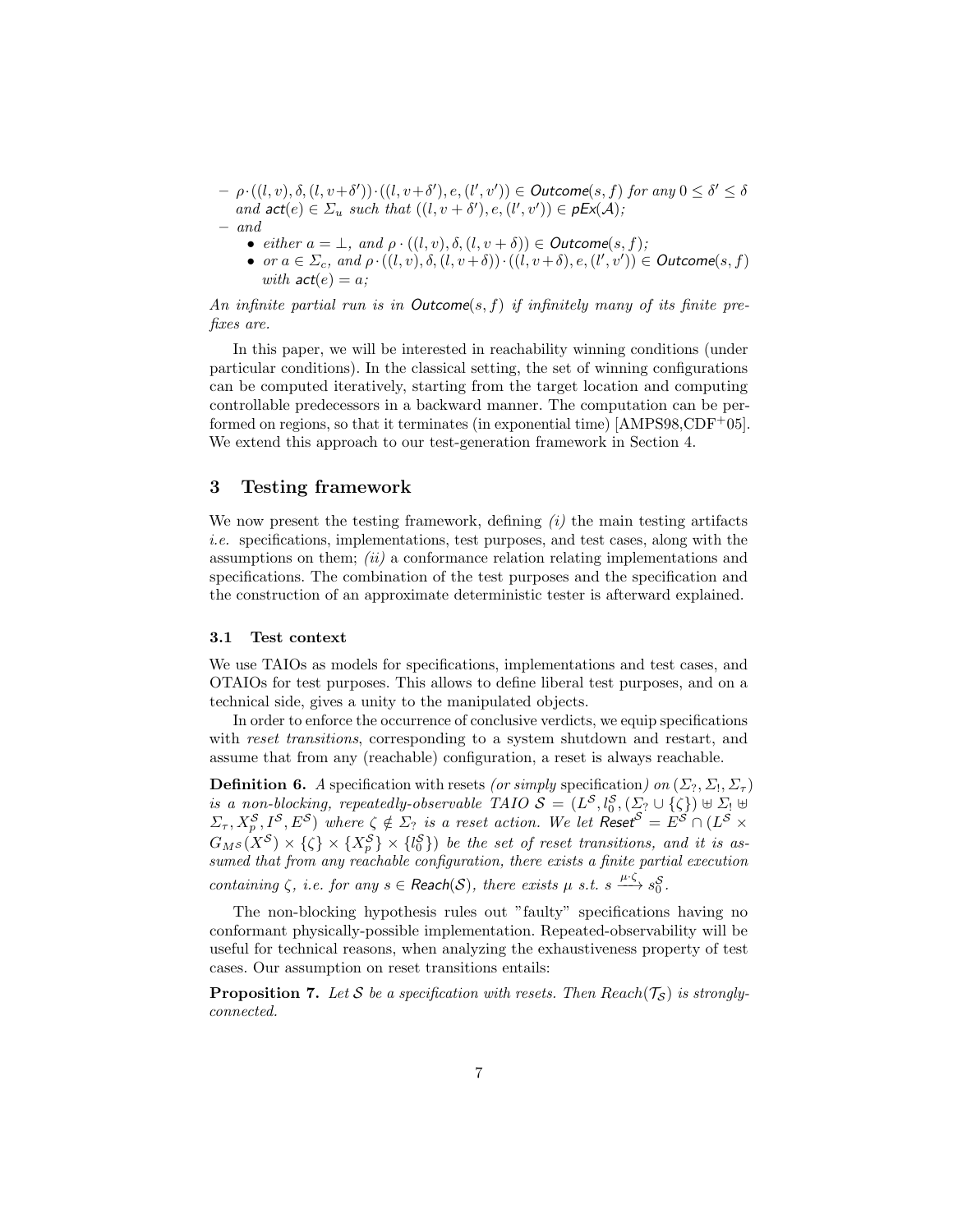- $\rho \cdot ((l, v), \delta, (l, v+\delta')) \cdot ((l, v+\delta'), e, (l', v')) \in \mathsf{Outcome}(s, f)$ *for any* $0 \leq \delta' \leq \delta$ *and* $\mathsf{act}(e) \in \Sigma_u$ *such that* $((l, v+\delta'), e, (l', v')) \in \mathsf{pEx}(\mathcal{A})$*;*
- *and*
  - *either* $a = \bot$*, and* $\rho \cdot ((l, v), \delta, (l, v+\delta)) \in \mathsf{Outcome}(s, f)$*;*
  - *or* $a \in \Sigma_c$*, and* $\rho \cdot ((l, v), \delta, (l, v+\delta)) \cdot ((l, v+\delta), e, (l', v')) \in \mathsf{Outcome}(s, f)$ *with* $\mathsf{act}(e) = a$*;*

*An infinite partial run is in* $\mathsf{Outcome}(s, f)$ *if infinitely many of its finite prefixes are.*

In this paper, we will be interested in reachability winning conditions (under particular conditions). In the classical setting, the set of winning configurations can be computed iteratively, starting from the target location and computing controllable predecessors in a backward manner. The computation can be performed on regions, so that it terminates (in exponential time) [AMPS98,CDF+05]. We extend this approach to our test-generation framework in Section 4.

## 3 Testing framework

We now present the testing framework, defining *(i)* the main testing artifacts *i.e.* specifications, implementations, test purposes, and test cases, along with the assumptions on them; *(ii)* a conformance relation relating implementations and specifications. The combination of the test purposes and the specification and the construction of an approximate deterministic tester is afterward explained.

### 3.1 Test context

We use TAIOs as models for specifications, implementations and test cases, and OTAIOs for test purposes. This allows to define liberal test purposes, and on a technical side, gives a unity to the manipulated objects.

In order to enforce the occurrence of conclusive verdicts, we equip specifications with *reset transitions*, corresponding to a system shutdown and restart, and assume that from any (reachable) configuration, a reset is always reachable.

**Definition 6.** *A* specification with resets *(or simply* specification*) on* $(\Sigma_?, \Sigma_!, \Sigma_\tau)$ *is a non-blocking, repeatedly-observable TAIO* $\mathcal{S} = (L^{\mathcal{S}}, l_0^{\mathcal{S}}, (\Sigma_? \cup \{\zeta\}) \uplus \Sigma_! \uplus \Sigma_\tau, X_p^{\mathcal{S}}, I^{\mathcal{S}}, E^{\mathcal{S}})$ *where* $\zeta \notin \Sigma_?$ *is a reset action. We let* $\mathsf{Reset}^{\mathcal{S}} = E^{\mathcal{S}} \cap (L^{\mathcal{S}} \times G_{M^{\mathcal{S}}}(X^{\mathcal{S}}) \times \{\zeta\} \times \{X_p^{\mathcal{S}}\} \times \{l_0^{\mathcal{S}}\})$ *be the set of reset transitions, and it is assumed that from any reachable configuration, there exists a finite partial execution containing* $\zeta$*, i.e. for any* $s \in \mathsf{Reach}(\mathcal{S})$*, there exists* $\mu$ *s.t.* $s \xrightarrow{\mu \cdot \zeta} s_0^{\mathcal{S}}$*.*

The non-blocking hypothesis rules out "faulty" specifications having no conformant physically-possible implementation. Repeated-observability will be useful for technical reasons, when analyzing the exhaustiveness property of test cases. Our assumption on reset transitions entails:

**Proposition 7.** *Let* $\mathcal{S}$ *be a specification with resets. Then* $Reach(\mathcal{T}_{\mathcal{S}})$ *is strongly-connected.*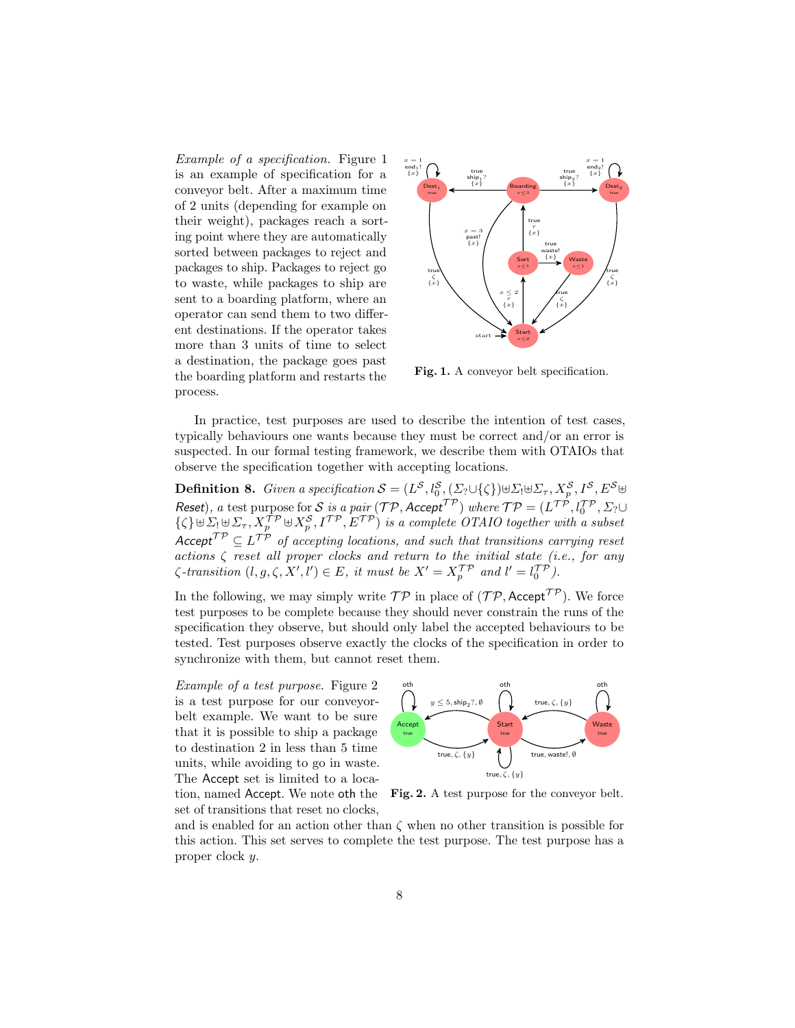*Example of a specification.* Figure 1 is an example of specification for a conveyor belt. After a maximum time of 2 units (depending for example on their weight), packages reach a sorting point where they are automatically sorted between packages to reject and packages to ship. Packages to reject go to waste, while packages to ship are sent to a boarding platform, where an operator can send them to two different destinations. If the operator takes more than 3 units of time to select a destination, the package goes past the boarding platform and restarts the process.

**Fig. 1.** A conveyor belt specification.

In practice, test purposes are used to describe the intention of test cases, typically behaviours one wants because they must be correct and/or an error is suspected. In our formal testing framework, we describe them with OTAIOs that observe the specification together with accepting locations.

**Definition 8.** *Given a specification* $\mathcal{S} = (L^{\mathcal{S}}, l_0^{\mathcal{S}}, (\Sigma_? \cup \{\zeta\}) \uplus \Sigma_! \uplus \Sigma_\tau, X_p^{\mathcal{S}}, I^{\mathcal{S}}, E^{\mathcal{S}} \uplus \mathsf{Reset})$*, a* test purpose *for* $\mathcal{S}$ *is a pair* $(\mathcal{TP}, \mathsf{Accept}^{\mathcal{TP}})$ *where* $\mathcal{TP} = (L^{\mathcal{TP}}, l_0^{\mathcal{TP}}, \Sigma_? \cup \{\zeta\} \uplus \Sigma_! \uplus \Sigma_\tau, X_p^{\mathcal{TP}} \uplus X_p^{\mathcal{S}}, I^{\mathcal{TP}}, E^{\mathcal{TP}})$ *is a complete OTAIO together with a subset* $\mathsf{Accept}^{\mathcal{TP}} \subseteq L^{\mathcal{TP}}$ *of accepting locations, and such that transitions carrying reset actions* $\zeta$ *reset all proper clocks and return to the initial state (i.e., for any* $\zeta$*-transition* $(l, g, \zeta, X', l') \in E$*, it must be* $X' = X_p^{\mathcal{TP}}$ *and* $l' = l_0^{\mathcal{TP}}$*).*

In the following, we may simply write $\mathcal{TP}$ in place of $(\mathcal{TP}, \mathsf{Accept}^{\mathcal{TP}})$. We force test purposes to be complete because they should never constrain the runs of the specification they observe, but should only label the accepted behaviours to be tested. Test purposes observe exactly the clocks of the specification in order to synchronize with them, but cannot reset them.

*Example of a test purpose.* Figure 2 is a test purpose for our conveyor-belt example. We want to be sure that it is possible to ship a package to destination 2 in less than 5 time units, while avoiding to go in waste. The $\mathsf{Accept}$ set is limited to a location, named $\mathsf{Accept}$. We note $\mathsf{oth}$ the set of transitions that reset no clocks, and is enabled for an action other than $\zeta$ when no other transition is possible for this action. This set serves to complete the test purpose. The test purpose has a proper clock $y$.

**Fig. 2.** A test purpose for the conveyor belt.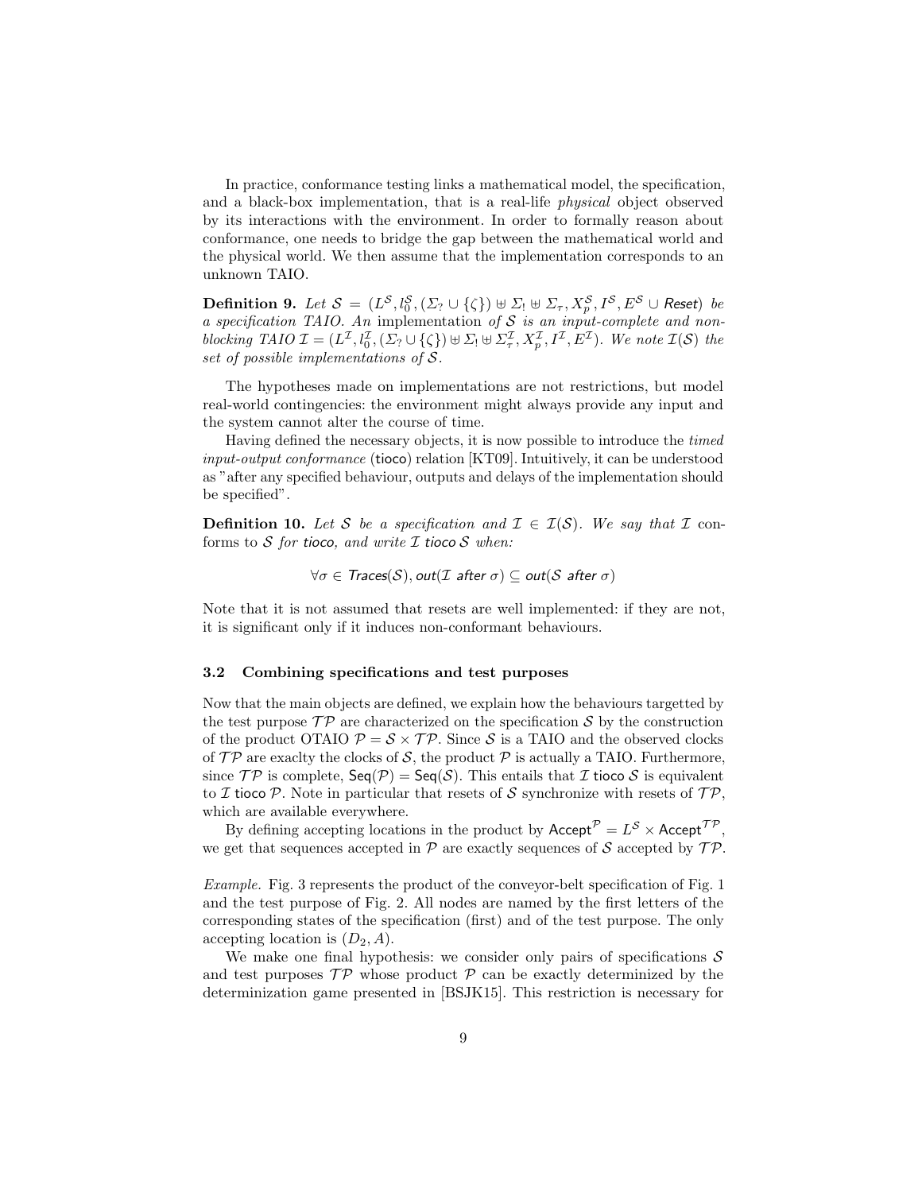In practice, conformance testing links a mathematical model, the specification, and a black-box implementation, that is a real-life *physical* object observed by its interactions with the environment. In order to formally reason about conformance, one needs to bridge the gap between the mathematical world and the physical world. We then assume that the implementation corresponds to an unknown TAIO.

**Definition 9.** *Let $\mathcal{S} = (L^{\mathcal{S}}, l_0^{\mathcal{S}}, (\Sigma_? \cup \{\zeta\}) \uplus \Sigma_! \uplus \Sigma_\tau, X_p^{\mathcal{S}}, I^{\mathcal{S}}, E^{\mathcal{S}} \cup \mathsf{Reset})$ be a specification TAIO. An* implementation *of $\mathcal{S}$ is an input-complete and non-blocking TAIO $\mathcal{I} = (L^{\mathcal{I}}, l_0^{\mathcal{I}}, (\Sigma_? \cup \{\zeta\}) \uplus \Sigma_! \uplus \Sigma_\tau^{\mathcal{I}}, X_p^{\mathcal{I}}, I^{\mathcal{I}}, E^{\mathcal{I}})$. We note $\mathcal{I}(\mathcal{S})$ the set of possible implementations of $\mathcal{S}$.*

The hypotheses made on implementations are not restrictions, but model real-world contingencies: the environment might always provide any input and the system cannot alter the course of time.

Having defined the necessary objects, it is now possible to introduce the *timed input-output conformance* (tioco) relation [KT09]. Intuitively, it can be understood as "after any specified behaviour, outputs and delays of the implementation should be specified".

**Definition 10.** *Let $\mathcal{S}$ be a specification and $\mathcal{I} \in \mathcal{I}(\mathcal{S})$. We say that $\mathcal{I}$ conforms to $\mathcal{S}$ for* tioco*, and write $\mathcal{I}$ tioco $\mathcal{S}$ when:*

$$\forall \sigma \in \mathit{Traces}(\mathcal{S}), \mathit{out}(\mathcal{I} \text{ after } \sigma) \subseteq \mathit{out}(\mathcal{S} \text{ after } \sigma)$$

Note that it is not assumed that resets are well implemented: if they are not, it is significant only if it induces non-conformant behaviours.

### 3.2 Combining specifications and test purposes

Now that the main objects are defined, we explain how the behaviours targetted by the test purpose $\mathcal{TP}$ are characterized on the specification $\mathcal{S}$ by the construction of the product OTAIO $\mathcal{P} = \mathcal{S} \times \mathcal{TP}$. Since $\mathcal{S}$ is a TAIO and the observed clocks of $\mathcal{TP}$ are exaclty the clocks of $\mathcal{S}$, the product $\mathcal{P}$ is actually a TAIO. Furthermore, since $\mathcal{TP}$ is complete, $\mathsf{Seq}(\mathcal{P}) = \mathsf{Seq}(\mathcal{S})$. This entails that $\mathcal{I}$ tioco $\mathcal{S}$ is equivalent to $\mathcal{I}$ tioco $\mathcal{P}$. Note in particular that resets of $\mathcal{S}$ synchronize with resets of $\mathcal{TP}$, which are available everywhere.

By defining accepting locations in the product by $\mathsf{Accept}^{\mathcal{P}} = L^{\mathcal{S}} \times \mathsf{Accept}^{\mathcal{TP}}$, we get that sequences accepted in $\mathcal{P}$ are exactly sequences of $\mathcal{S}$ accepted by $\mathcal{TP}$.

*Example.* Fig. 3 represents the product of the conveyor-belt specification of Fig. 1 and the test purpose of Fig. 2. All nodes are named by the first letters of the corresponding states of the specification (first) and of the test purpose. The only accepting location is $(D_2, A)$.

We make one final hypothesis: we consider only pairs of specifications $\mathcal{S}$ and test purposes $\mathcal{TP}$ whose product $\mathcal{P}$ can be exactly determinized by the determinization game presented in [BSJK15]. This restriction is necessary for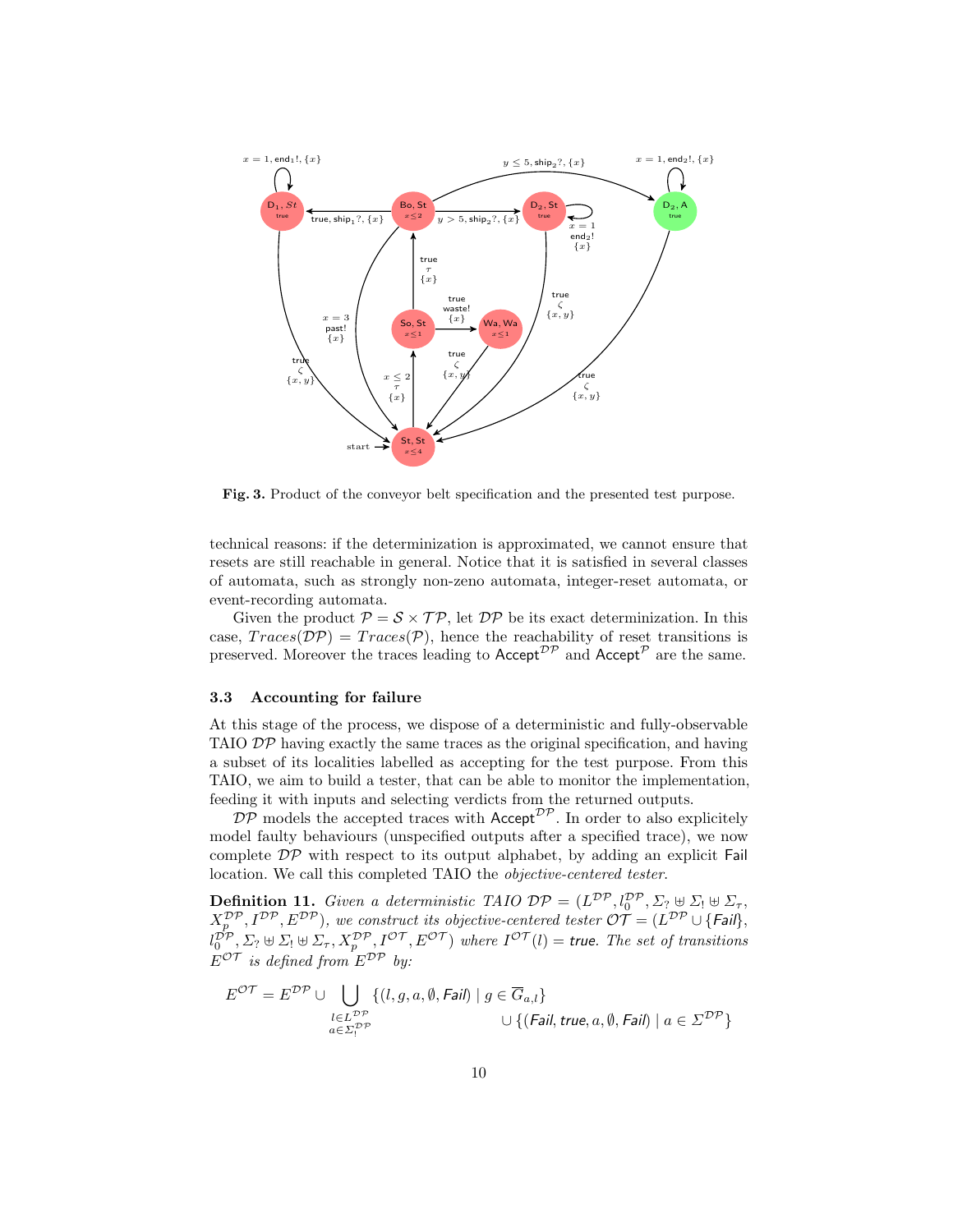**Fig. 3.** Product of the conveyor belt specification and the presented test purpose.

technical reasons: if the determinization is approximated, we cannot ensure that resets are still reachable in general. Notice that it is satisfied in several classes of automata, such as strongly non-zeno automata, integer-reset automata, or event-recording automata.

Given the product $\mathcal{P} = \mathcal{S} \times \mathcal{TP}$, let $\mathcal{DP}$ be its exact determinization. In this case, $Traces(\mathcal{DP}) = Traces(\mathcal{P})$, hence the reachability of reset transitions is preserved. Moreover the traces leading to $\mathsf{Accept}^{\mathcal{DP}}$ and $\mathsf{Accept}^{\mathcal{P}}$ are the same.

### 3.3 Accounting for failure

At this stage of the process, we dispose of a deterministic and fully-observable TAIO $\mathcal{DP}$ having exactly the same traces as the original specification, and having a subset of its localities labelled as accepting for the test purpose. From this TAIO, we aim to build a tester, that can be able to monitor the implementation, feeding it with inputs and selecting verdicts from the returned outputs.

$\mathcal{DP}$ models the accepted traces with $\mathsf{Accept}^{\mathcal{DP}}$. In order to also explicitely model faulty behaviours (unspecified outputs after a specified trace), we now complete $\mathcal{DP}$ with respect to its output alphabet, by adding an explicit $\mathsf{Fail}$ location. We call this completed TAIO the *objective-centered tester*.

**Definition 11.** *Given a deterministic TAIO $\mathcal{DP} = (L^{\mathcal{DP}}, l_0^{\mathcal{DP}}, \Sigma_? \uplus \Sigma_! \uplus \Sigma_\tau, X_p^{\mathcal{DP}}, I^{\mathcal{DP}}, E^{\mathcal{DP}})$, we construct its objective-centered tester $\mathcal{OT} = (L^{\mathcal{DP}} \cup \{\mathsf{Fail}\}, l_0^{\mathcal{DP}}, \Sigma_? \uplus \Sigma_! \uplus \Sigma_\tau, X_p^{\mathcal{DP}}, I^{\mathcal{OT}}, E^{\mathcal{OT}})$ where $I^{\mathcal{OT}}(l) = \mathsf{true}$. The set of transitions $E^{\mathcal{OT}}$ is defined from $E^{\mathcal{DP}}$ by:*

$$E^{\mathcal{OT}} = E^{\mathcal{DP}} \cup \bigcup_{\substack{l \in L^{\mathcal{DP}} \\ a \in \Sigma_!^{\mathcal{DP}}}} \{(l, g, a, \emptyset, \mathsf{Fail}) \mid g \in \overline{G}_{a,l}\} \cup \{(\mathsf{Fail}, \mathsf{true}, a, \emptyset, \mathsf{Fail}) \mid a \in \Sigma^{\mathcal{DP}}\}$$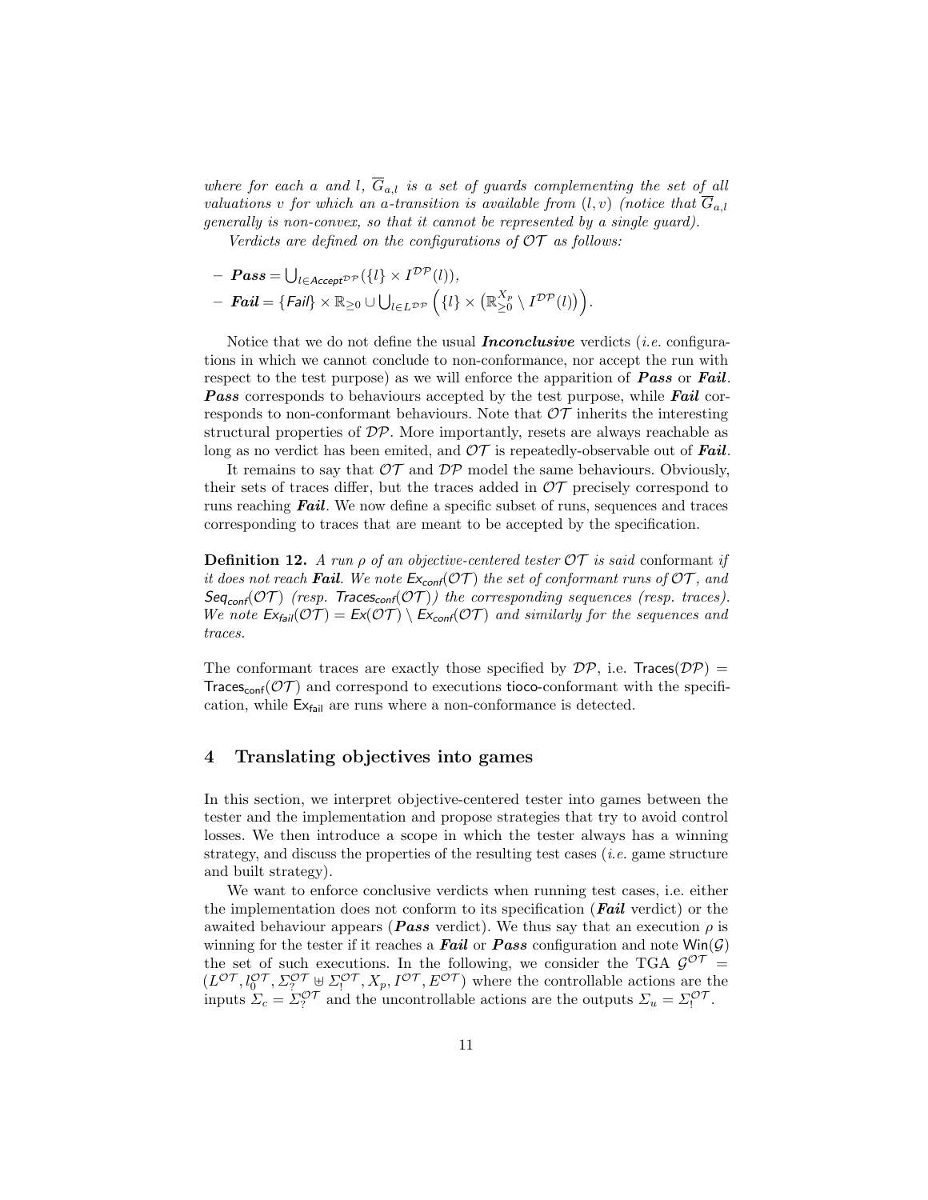*where for each $a$ and $l$, $\overline{G}_{a,l}$ is a set of guards complementing the set of all valuations $v$ for which an $a$-transition is available from $(l, v)$ (notice that $\overline{G}_{a,l}$ generally is non-convex, so that it cannot be represented by a single guard).*

*Verdicts are defined on the configurations of $\mathcal{OT}$ as follows:*

- ***Pass*** $= \bigcup_{l \in \mathsf{Accept}^{\mathcal{DP}}} (\{l\} \times I^{\mathcal{DP}}(l))$,
- ***Fail*** $= \{\mathsf{Fail}\} \times \mathbb{R}_{\geq 0} \cup \bigcup_{l \in L^{\mathcal{DP}}} \left(\{l\} \times \left(\mathbb{R}_{\geq 0}^{X_p} \setminus I^{\mathcal{DP}}(l)\right)\right)$.

Notice that we do not define the usual ***Inconclusive*** verdicts (*i.e.* configurations in which we cannot conclude to non-conformance, nor accept the run with respect to the test purpose) as we will enforce the apparition of ***Pass*** or ***Fail***. ***Pass*** corresponds to behaviours accepted by the test purpose, while ***Fail*** corresponds to non-conformant behaviours. Note that $\mathcal{OT}$ inherits the interesting structural properties of $\mathcal{DP}$. More importantly, resets are always reachable as long as no verdict has been emited, and $\mathcal{OT}$ is repeatedly-observable out of ***Fail***.

It remains to say that $\mathcal{OT}$ and $\mathcal{DP}$ model the same behaviours. Obviously, their sets of traces differ, but the traces added in $\mathcal{OT}$ precisely correspond to runs reaching ***Fail***. We now define a specific subset of runs, sequences and traces corresponding to traces that are meant to be accepted by the specification.

**Definition 12.** *A run $\rho$ of an objective-centered tester $\mathcal{OT}$ is said* conformant *if it does not reach **Fail**. We note $\mathsf{Ex}_{conf}(\mathcal{OT})$ the set of conformant runs of $\mathcal{OT}$, and $\mathsf{Seq}_{conf}(\mathcal{OT})$ (resp. $\mathsf{Traces}_{conf}(\mathcal{OT})$) the corresponding sequences (resp. traces). We note $\mathsf{Ex}_{fail}(\mathcal{OT}) = \mathsf{Ex}(\mathcal{OT}) \setminus \mathsf{Ex}_{conf}(\mathcal{OT})$ and similarly for the sequences and traces.*

The conformant traces are exactly those specified by $\mathcal{DP}$, i.e. $\mathsf{Traces}(\mathcal{DP}) = \mathsf{Traces}_{\mathsf{conf}}(\mathcal{OT})$ and correspond to executions tioco-conformant with the specification, while $\mathsf{Ex}_{\mathsf{fail}}$ are runs where a non-conformance is detected.

## 4 Translating objectives into games

In this section, we interpret objective-centered tester into games between the tester and the implementation and propose strategies that try to avoid control losses. We then introduce a scope in which the tester always has a winning strategy, and discuss the properties of the resulting test cases (*i.e.* game structure and built strategy).

We want to enforce conclusive verdicts when running test cases, i.e. either the implementation does not conform to its specification (***Fail*** verdict) or the awaited behaviour appears (***Pass*** verdict). We thus say that an execution $\rho$ is winning for the tester if it reaches a ***Fail*** or ***Pass*** configuration and note $\mathsf{Win}(\mathcal{G})$ the set of such executions. In the following, we consider the TGA $\mathcal{G}^{\mathcal{OT}} = (L^{\mathcal{OT}}, l_0^{\mathcal{OT}}, \Sigma_?^{\mathcal{OT}} \uplus \Sigma_!^{\mathcal{OT}}, X_p, I^{\mathcal{OT}}, E^{\mathcal{OT}})$ where the controllable actions are the inputs $\Sigma_c = \Sigma_?^{\mathcal{OT}}$ and the uncontrollable actions are the outputs $\Sigma_u = \Sigma_!^{\mathcal{OT}}$.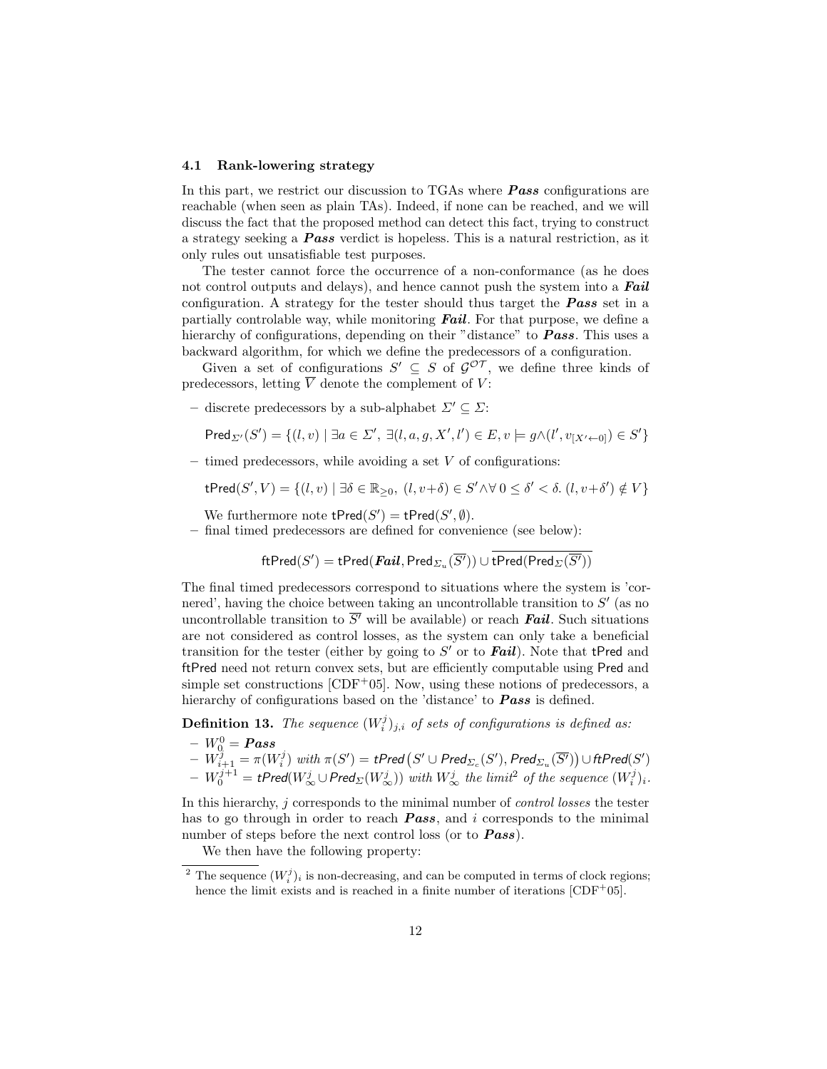### 4.1 Rank-lowering strategy

In this part, we restrict our discussion to TGAs where ***Pass*** configurations are reachable (when seen as plain TAs). Indeed, if none can be reached, and we will discuss the fact that the proposed method can detect this fact, trying to construct a strategy seeking a ***Pass*** verdict is hopeless. This is a natural restriction, as it only rules out unsatisfiable test purposes.

The tester cannot force the occurrence of a non-conformance (as he does not control outputs and delays), and hence cannot push the system into a ***Fail*** configuration. A strategy for the tester should thus target the ***Pass*** set in a partially controlable way, while monitoring ***Fail***. For that purpose, we define a hierarchy of configurations, depending on their "distance" to ***Pass***. This uses a backward algorithm, for which we define the predecessors of a configuration.

Given a set of configurations $S' \subseteq S$ of $\mathcal{G}^{\mathcal{OT}}$, we define three kinds of predecessors, letting $\overline{V}$ denote the complement of $V$:

– discrete predecessors by a sub-alphabet $\Sigma' \subseteq \Sigma$:

$$\mathsf{Pred}_{\Sigma'}(S') = \{(l,v) \mid \exists a \in \Sigma',\ \exists (l,a,g,X',l') \in E, v \models g \wedge (l', v_{[X' \leftarrow 0]}) \in S'\}$$

– timed predecessors, while avoiding a set $V$ of configurations:

$$\mathsf{tPred}(S', V) = \{(l,v) \mid \exists \delta \in \mathbb{R}_{\geq 0},\ (l, v+\delta) \in S' \wedge \forall\, 0 \leq \delta' < \delta.\ (l, v+\delta') \notin V\}$$

We furthermore note $\mathsf{tPred}(S') = \mathsf{tPred}(S', \emptyset)$.

– final timed predecessors are defined for convenience (see below):

$$\mathsf{ftPred}(S') = \mathsf{tPred}(\boldsymbol{Fail}, \mathsf{Pred}_{\Sigma_u}(\overline{S'})) \cup \overline{\mathsf{tPred}(\mathsf{Pred}_{\Sigma}(\overline{S'}))}$$

The final timed predecessors correspond to situations where the system is 'cornered', having the choice between taking an uncontrollable transition to $S'$ (as no uncontrollable transition to $\overline{S'}$ will be available) or reach ***Fail***. Such situations are not considered as control losses, as the system can only take a beneficial transition for the tester (either by going to $S'$ or to ***Fail***). Note that tPred and ftPred need not return convex sets, but are efficiently computable using Pred and simple set constructions [CDF+05]. Now, using these notions of predecessors, a hierarchy of configurations based on the 'distance' to ***Pass*** is defined.

**Definition 13.** *The sequence $(W_i^j)_{j,i}$ of sets of configurations is defined as:*

- $W_0^0 = \boldsymbol{Pass}$
- $W_{i+1}^j = \pi(W_i^j)$ *with* $\pi(S') = \mathit{tPred}\big(S' \cup \mathit{Pred}_{\Sigma_c}(S'), \mathit{Pred}_{\Sigma_u}(\overline{S'})\big) \cup \mathit{ftPred}(S')$
- $W_0^{j+1} = \mathit{tPred}(W_\infty^j \cup \mathit{Pred}_{\Sigma}(W_\infty^j))$ *with $W_\infty^j$ the limit*[2] *of the sequence $(W_i^j)_i$.*

In this hierarchy, $j$ corresponds to the minimal number of *control losses* the tester has to go through in order to reach ***Pass***, and $i$ corresponds to the minimal number of steps before the next control loss (or to ***Pass***).

We then have the following property:

[2] The sequence $(W_i^j)_i$ is non-decreasing, and can be computed in terms of clock regions; hence the limit exists and is reached in a finite number of iterations [CDF+05].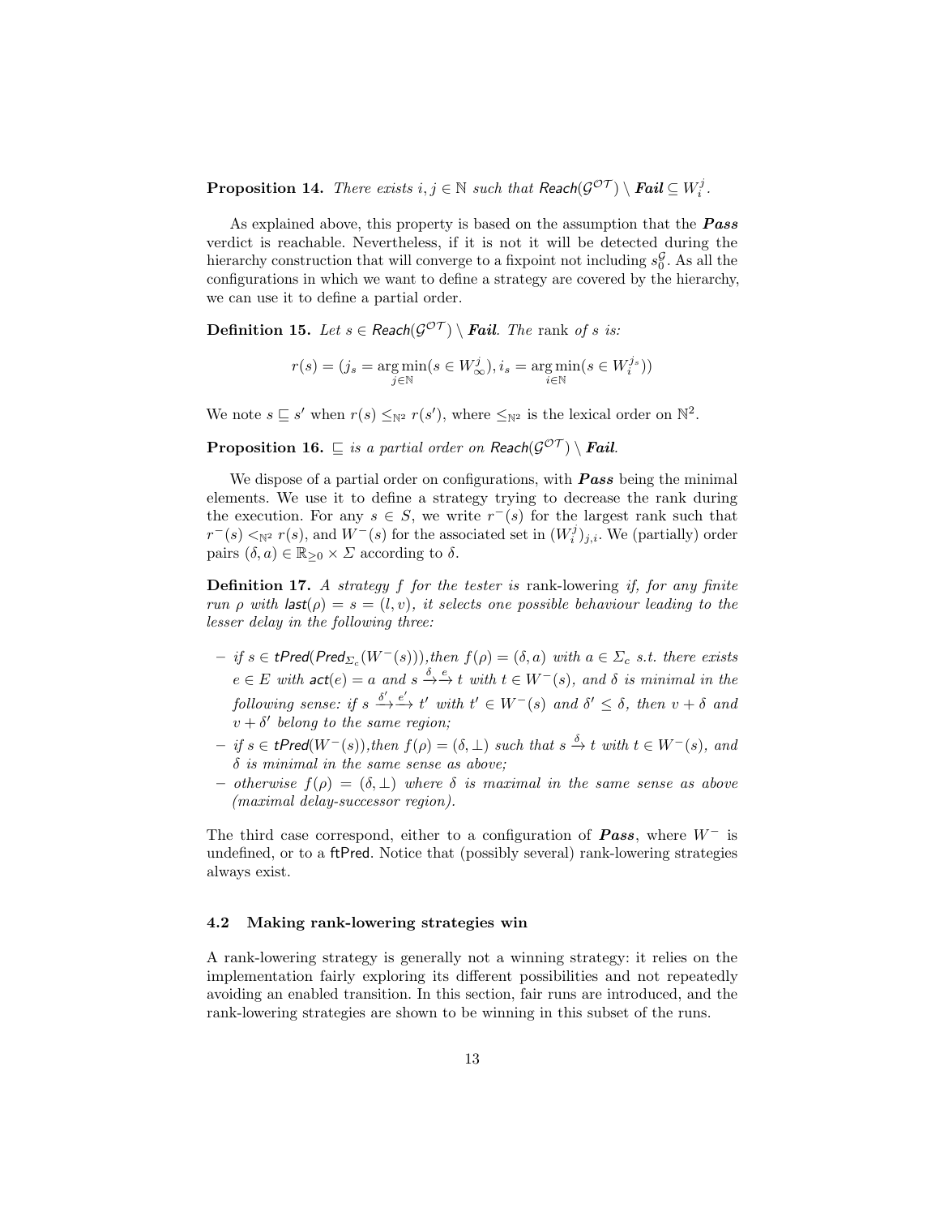**Proposition 14.** *There exists $i, j \in \mathbb{N}$ such that $\mathsf{Reach}(\mathcal{G}^{\mathcal{OT}}) \setminus \textbf{\textit{Fail}} \subseteq W_i^j$.*

As explained above, this property is based on the assumption that the ***Pass*** verdict is reachable. Nevertheless, if it is not it will be detected during the hierarchy construction that will converge to a fixpoint not including $s_0^{\mathcal{G}}$. As all the configurations in which we want to define a strategy are covered by the hierarchy, we can use it to define a partial order.

**Definition 15.** *Let $s \in \mathsf{Reach}(\mathcal{G}^{\mathcal{OT}}) \setminus \textbf{\textit{Fail}}$. The* rank *of $s$ is:*

$$r(s) = (j_s = \underset{j \in \mathbb{N}}{\arg\min}(s \in W_\infty^j), i_s = \underset{i \in \mathbb{N}}{\arg\min}(s \in W_i^{j_s}))$$

We note $s \sqsubseteq s'$ when $r(s) \leq_{\mathbb{N}^2} r(s')$, where $\leq_{\mathbb{N}^2}$ is the lexical order on $\mathbb{N}^2$.

**Proposition 16.** *$\sqsubseteq$ is a partial order on $\mathsf{Reach}(\mathcal{G}^{\mathcal{OT}}) \setminus \textbf{\textit{Fail}}$.*

We dispose of a partial order on configurations, with ***Pass*** being the minimal elements. We use it to define a strategy trying to decrease the rank during the execution. For any $s \in S$, we write $r^-(s)$ for the largest rank such that $r^-(s) <_{\mathbb{N}^2} r(s)$, and $W^-(s)$ for the associated set in $(W_i^j)_{j,i}$. We (partially) order pairs $(\delta, a) \in \mathbb{R}_{\geq 0} \times \Sigma$ according to $\delta$.

**Definition 17.** *A strategy $f$ for the tester is* rank-lowering *if, for any finite run $\rho$ with $\mathsf{last}(\rho) = s = (l, v)$, it selects one possible behaviour leading to the lesser delay in the following three:*

- *if $s \in \mathsf{tPred}(\mathsf{Pred}_{\Sigma_c}(W^-(s)))$, then $f(\rho) = (\delta, a)$ with $a \in \Sigma_c$ s.t. there exists $e \in E$ with $\mathsf{act}(e) = a$ and $s \xrightarrow{\delta}\xrightarrow{e} t$ with $t \in W^-(s)$, and $\delta$ is minimal in the following sense: if $s \xrightarrow{\delta'}\xrightarrow{e'} t'$ with $t' \in W^-(s)$ and $\delta' \leq \delta$, then $v + \delta$ and $v + \delta'$ belong to the same region;*
- *if $s \in \mathsf{tPred}(W^-(s))$, then $f(\rho) = (\delta, \bot)$ such that $s \xrightarrow{\delta} t$ with $t \in W^-(s)$, and $\delta$ is minimal in the same sense as above;*
- *otherwise $f(\rho) = (\delta, \bot)$ where $\delta$ is maximal in the same sense as above (maximal delay-successor region).*

The third case correspond, either to a configuration of ***Pass***, where $W^-$ is undefined, or to a $\mathsf{ftPred}$. Notice that (possibly several) rank-lowering strategies always exist.

### 4.2 Making rank-lowering strategies win

A rank-lowering strategy is generally not a winning strategy: it relies on the implementation fairly exploring its different possibilities and not repeatedly avoiding an enabled transition. In this section, fair runs are introduced, and the rank-lowering strategies are shown to be winning in this subset of the runs.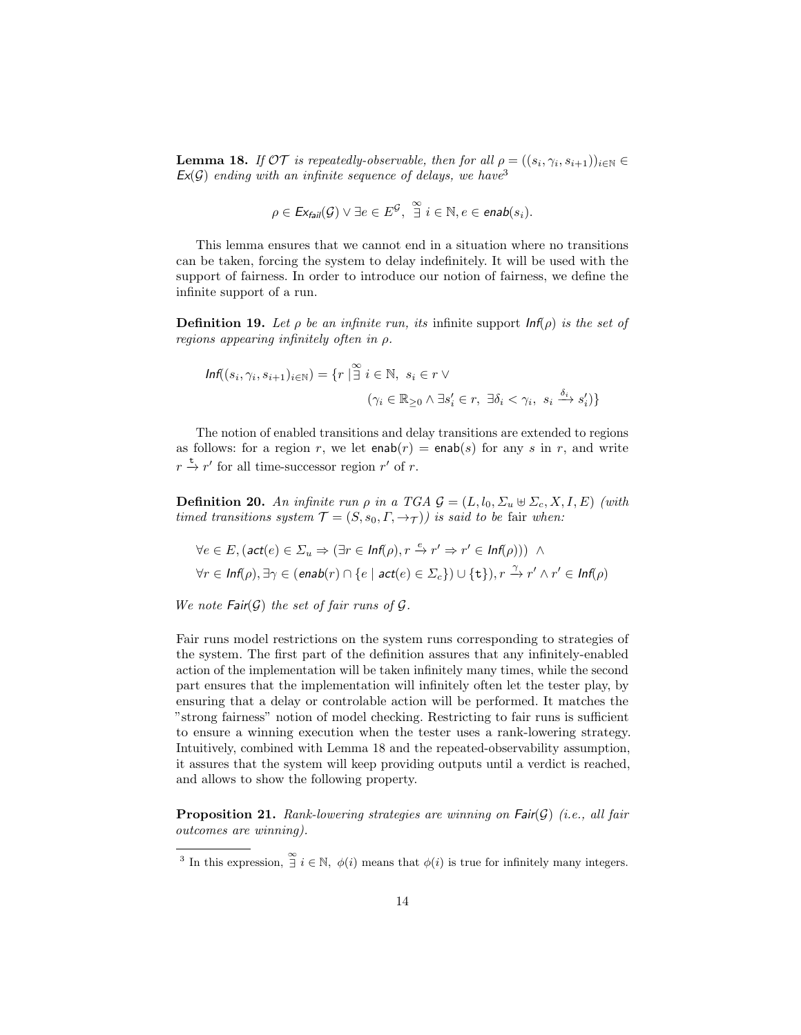**Lemma 18.** *If $\mathcal{OT}$ is repeatedly-observable, then for all $\rho = ((s_i, \gamma_i, s_{i+1}))_{i \in \mathbb{N}} \in$ $\mathit{Ex}(\mathcal{G})$ ending with an infinite sequence of delays, we have*[3]

$$\rho \in \mathit{Ex}_{\mathit{fail}}(\mathcal{G}) \vee \exists e \in E^{\mathcal{G}},\ \overset{\infty}{\exists}\ i \in \mathbb{N}, e \in \mathit{enab}(s_i).$$

This lemma ensures that we cannot end in a situation where no transitions can be taken, forcing the system to delay indefinitely. It will be used with the support of fairness. In order to introduce our notion of fairness, we define the infinite support of a run.

**Definition 19.** *Let $\rho$ be an infinite run, its* infinite support *$\mathit{Inf}(\rho)$ is the set of regions appearing infinitely often in $\rho$.*

$$\mathit{Inf}((s_i, \gamma_i, s_{i+1})_{i \in \mathbb{N}}) = \{r \mid \overset{\infty}{\exists}\ i \in \mathbb{N},\ s_i \in r \vee$$
$$(\gamma_i \in \mathbb{R}_{\geq 0} \wedge \exists s'_i \in r,\ \exists \delta_i < \gamma_i,\ s_i \xrightarrow{\delta_i} s'_i)\}$$

The notion of enabled transitions and delay transitions are extended to regions as follows: for a region $r$, we let $\mathsf{enab}(r) = \mathsf{enab}(s)$ for any $s$ in $r$, and write $r \xrightarrow{\mathtt{t}} r'$ for all time-successor region $r'$ of $r$.

**Definition 20.** *An infinite run $\rho$ in a TGA $\mathcal{G} = (L, l_0, \Sigma_u \uplus \Sigma_c, X, I, E)$ (with timed transitions system $\mathcal{T} = (S, s_0, \Gamma, \rightarrow_{\mathcal{T}})$) is said to be* fair *when:*

$$\forall e \in E, (\mathit{act}(e) \in \Sigma_u \Rightarrow (\exists r \in \mathit{Inf}(\rho), r \xrightarrow{e} r' \Rightarrow r' \in \mathit{Inf}(\rho)))\ \wedge$$
$$\forall r \in \mathit{Inf}(\rho), \exists \gamma \in (\mathit{enab}(r) \cap \{e \mid \mathit{act}(e) \in \Sigma_c\}) \cup \{\mathtt{t}\}), r \xrightarrow{\gamma} r' \wedge r' \in \mathit{Inf}(\rho)$$

*We note $\mathit{Fair}(\mathcal{G})$ the set of fair runs of $\mathcal{G}$.*

Fair runs model restrictions on the system runs corresponding to strategies of the system. The first part of the definition assures that any infinitely-enabled action of the implementation will be taken infinitely many times, while the second part ensures that the implementation will infinitely often let the tester play, by ensuring that a delay or controlable action will be performed. It matches the "strong fairness" notion of model checking. Restricting to fair runs is sufficient to ensure a winning execution when the tester uses a rank-lowering strategy. Intuitively, combined with Lemma 18 and the repeated-observability assumption, it assures that the system will keep providing outputs until a verdict is reached, and allows to show the following property.

**Proposition 21.** *Rank-lowering strategies are winning on $\mathit{Fair}(\mathcal{G})$ (i.e., all fair outcomes are winning).*

[3] In this expression, $\overset{\infty}{\exists}\ i \in \mathbb{N},\ \phi(i)$ means that $\phi(i)$ is true for infinitely many integers.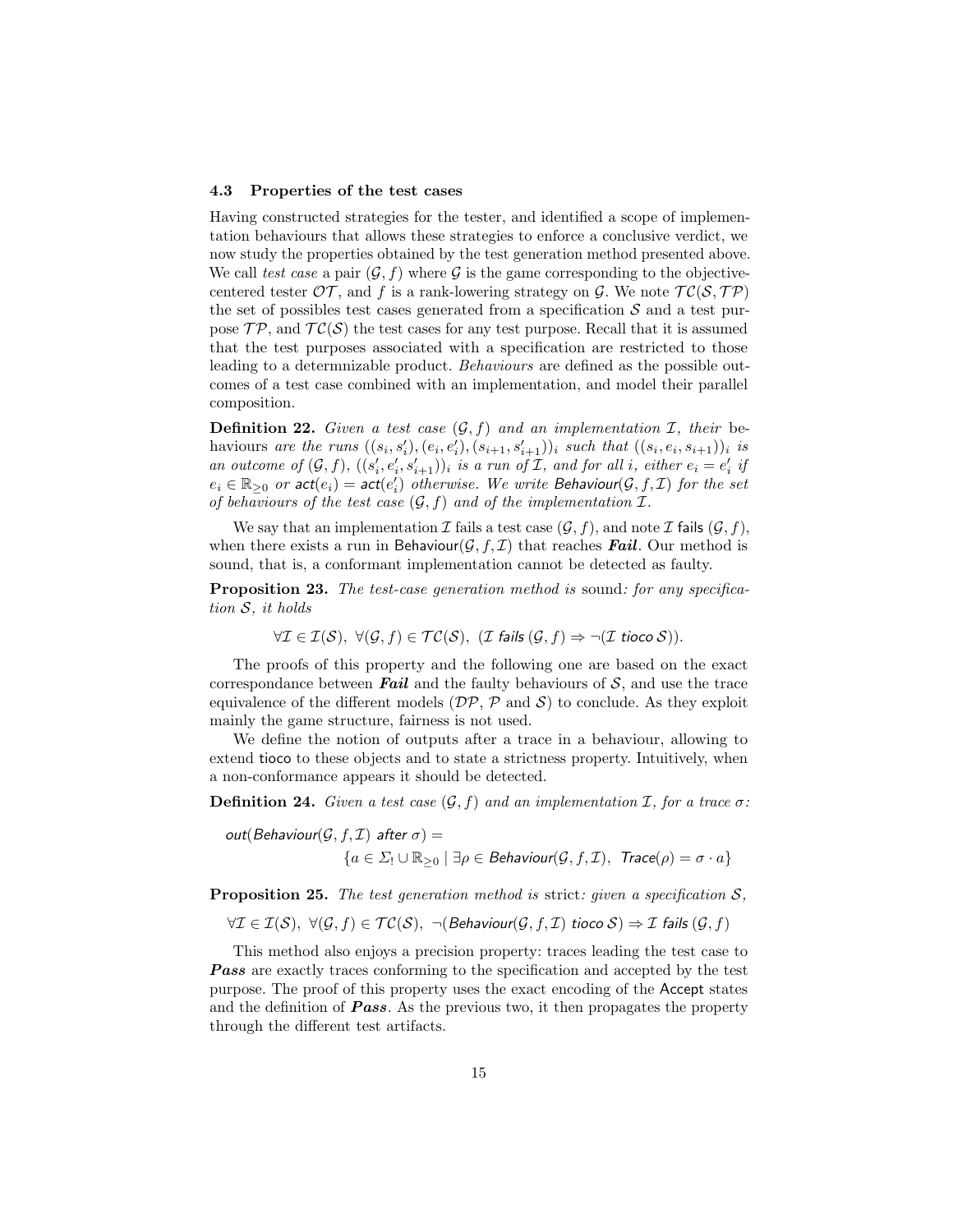### 4.3 Properties of the test cases

Having constructed strategies for the tester, and identified a scope of implementation behaviours that allows these strategies to enforce a conclusive verdict, we now study the properties obtained by the test generation method presented above. We call *test case* a pair $(\mathcal{G}, f)$ where $\mathcal{G}$ is the game corresponding to the objective-centered tester $\mathcal{OT}$, and $f$ is a rank-lowering strategy on $\mathcal{G}$. We note $\mathcal{TC}(\mathcal{S}, \mathcal{TP})$ the set of possibles test cases generated from a specification $\mathcal{S}$ and a test purpose $\mathcal{TP}$, and $\mathcal{TC}(\mathcal{S})$ the test cases for any test purpose. Recall that it is assumed that the test purposes associated with a specification are restricted to those leading to a determnizable product. *Behaviours* are defined as the possible outcomes of a test case combined with an implementation, and model their parallel composition.

**Definition 22.** *Given a test case $(\mathcal{G}, f)$ and an implementation $\mathcal{I}$, their* behaviours *are the runs $((s_i, s'_i), (e_i, e'_i), (s_{i+1}, s'_{i+1}))_i$ such that $((s_i, e_i, s_{i+1}))_i$ is an outcome of $(\mathcal{G}, f)$, $((s'_i, e'_i, s'_{i+1}))_i$ is a run of $\mathcal{I}$, and for all $i$, either $e_i = e'_i$ if $e_i \in \mathbb{R}_{\geq 0}$ or $\mathsf{act}(e_i) = \mathsf{act}(e'_i)$ otherwise. We write $\mathsf{Behaviour}(\mathcal{G}, f, \mathcal{I})$ for the set of behaviours of the test case $(\mathcal{G}, f)$ and of the implementation $\mathcal{I}$.*

We say that an implementation $\mathcal{I}$ fails a test case $(\mathcal{G}, f)$, and note $\mathcal{I}$ $\mathsf{fails}$ $(\mathcal{G}, f)$, when there exists a run in $\mathsf{Behaviour}(\mathcal{G}, f, \mathcal{I})$ that reaches ***Fail***. Our method is sound, that is, a conformant implementation cannot be detected as faulty.

**Proposition 23.** *The test-case generation method is* sound*: for any specification $\mathcal{S}$, it holds*

$$\forall \mathcal{I} \in \mathcal{I}(\mathcal{S}),\ \forall (\mathcal{G}, f) \in \mathcal{TC}(\mathcal{S}),\ (\mathcal{I} \textsf{ fails } (\mathcal{G}, f) \Rightarrow \neg(\mathcal{I} \textsf{ tioco } \mathcal{S})).$$

The proofs of this property and the following one are based on the exact correspondance between ***Fail*** and the faulty behaviours of $\mathcal{S}$, and use the trace equivalence of the different models ($\mathcal{DP}$, $\mathcal{P}$ and $\mathcal{S}$) to conclude. As they exploit mainly the game structure, fairness is not used.

We define the notion of outputs after a trace in a behaviour, allowing to extend tioco to these objects and to state a strictness property. Intuitively, when a non-conformance appears it should be detected.

**Definition 24.** *Given a test case $(\mathcal{G}, f)$ and an implementation $\mathcal{I}$, for a trace $\sigma$:*

$$\mathit{out}(\mathit{Behaviour}(\mathcal{G}, f, \mathcal{I}) \textit{ after } \sigma) = \{a \in \Sigma_! \cup \mathbb{R}_{\geq 0} \mid \exists \rho \in \mathit{Behaviour}(\mathcal{G}, f, \mathcal{I}),\ \mathit{Trace}(\rho) = \sigma \cdot a\}$$

**Proposition 25.** *The test generation method is* strict*: given a specification $\mathcal{S}$,*

$$\forall \mathcal{I} \in \mathcal{I}(\mathcal{S}),\ \forall (\mathcal{G}, f) \in \mathcal{TC}(\mathcal{S}),\ \neg(\mathit{Behaviour}(\mathcal{G}, f, \mathcal{I}) \textit{ tioco } \mathcal{S}) \Rightarrow \mathcal{I} \textit{ fails } (\mathcal{G}, f)$$

This method also enjoys a precision property: traces leading the test case to ***Pass*** are exactly traces conforming to the specification and accepted by the test purpose. The proof of this property uses the exact encoding of the Accept states and the definition of ***Pass***. As the previous two, it then propagates the property through the different test artifacts.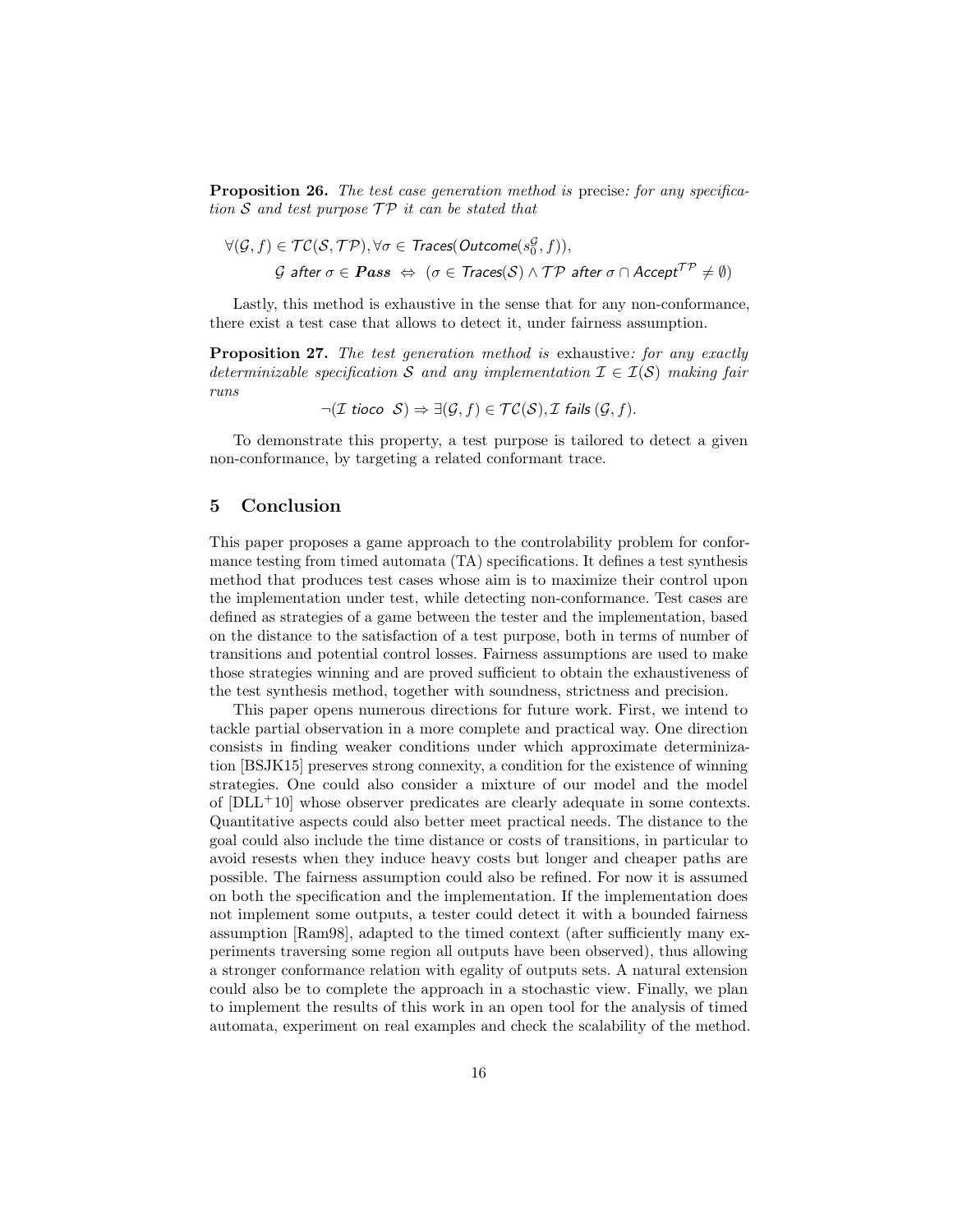**Proposition 26.** *The test case generation method is* precise*: for any specification $\mathcal{S}$ and test purpose $\mathcal{TP}$ it can be stated that*

$$\forall(\mathcal{G}, f) \in \mathcal{TC}(\mathcal{S}, \mathcal{TP}), \forall\sigma \in \mathsf{Traces}(\mathsf{Outcome}(s_0^{\mathcal{G}}, f)),$$
$$\mathcal{G} \;\mathsf{after}\; \sigma \in \boldsymbol{Pass} \;\Leftrightarrow\; (\sigma \in \mathsf{Traces}(\mathcal{S}) \wedge \mathcal{TP} \;\mathsf{after}\; \sigma \cap \mathsf{Accept}^{\mathcal{TP}} \neq \emptyset)$$

Lastly, this method is exhaustive in the sense that for any non-conformance, there exist a test case that allows to detect it, under fairness assumption.

**Proposition 27.** *The test generation method is* exhaustive*: for any exactly determinizable specification $\mathcal{S}$ and any implementation $\mathcal{I} \in \mathcal{I}(\mathcal{S})$ making fair runs*

$$\neg(\mathcal{I} \;\mathsf{tioco}\; \mathcal{S}) \Rightarrow \exists(\mathcal{G}, f) \in \mathcal{TC}(\mathcal{S}), \mathcal{I} \;\mathsf{fails}\; (\mathcal{G}, f).$$

To demonstrate this property, a test purpose is tailored to detect a given non-conformance, by targeting a related conformant trace.

## 5 Conclusion

This paper proposes a game approach to the controlability problem for conformance testing from timed automata (TA) specifications. It defines a test synthesis method that produces test cases whose aim is to maximize their control upon the implementation under test, while detecting non-conformance. Test cases are defined as strategies of a game between the tester and the implementation, based on the distance to the satisfaction of a test purpose, both in terms of number of transitions and potential control losses. Fairness assumptions are used to make those strategies winning and are proved sufficient to obtain the exhaustiveness of the test synthesis method, together with soundness, strictness and precision.

This paper opens numerous directions for future work. First, we intend to tackle partial observation in a more complete and practical way. One direction consists in finding weaker conditions under which approximate determinization [BSJK15] preserves strong connexity, a condition for the existence of winning strategies. One could also consider a mixture of our model and the model of [DLL+10] whose observer predicates are clearly adequate in some contexts. Quantitative aspects could also better meet practical needs. The distance to the goal could also include the time distance or costs of transitions, in particular to avoid resests when they induce heavy costs but longer and cheaper paths are possible. The fairness assumption could also be refined. For now it is assumed on both the specification and the implementation. If the implementation does not implement some outputs, a tester could detect it with a bounded fairness assumption [Ram98], adapted to the timed context (after sufficiently many experiments traversing some region all outputs have been observed), thus allowing a stronger conformance relation with egality of outputs sets. A natural extension could also be to complete the approach in a stochastic view. Finally, we plan to implement the results of this work in an open tool for the analysis of timed automata, experiment on real examples and check the scalability of the method.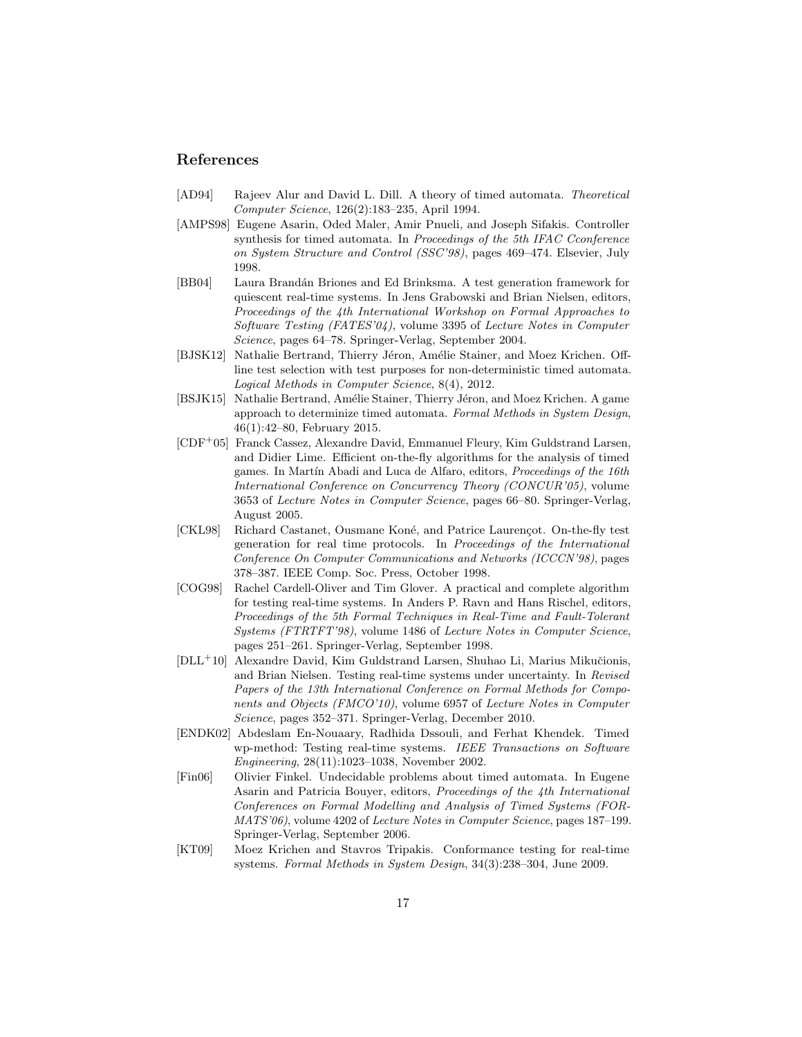## References

- [AD94] Rajeev Alur and David L. Dill. A theory of timed automata. *Theoretical Computer Science*, 126(2):183–235, April 1994.
- [AMPS98] Eugene Asarin, Oded Maler, Amir Pnueli, and Joseph Sifakis. Controller synthesis for timed automata. In *Proceedings of the 5th IFAC Cconference on System Structure and Control (SSC'98)*, pages 469–474. Elsevier, July 1998.
- [BB04] Laura Brandán Briones and Ed Brinksma. A test generation framework for quiescent real-time systems. In Jens Grabowski and Brian Nielsen, editors, *Proceedings of the 4th International Workshop on Formal Approaches to Software Testing (FATES'04)*, volume 3395 of *Lecture Notes in Computer Science*, pages 64–78. Springer-Verlag, September 2004.
- [BJSK12] Nathalie Bertrand, Thierry Jéron, Amélie Stainer, and Moez Krichen. Off-line test selection with test purposes for non-deterministic timed automata. *Logical Methods in Computer Science*, 8(4), 2012.
- [BSJK15] Nathalie Bertrand, Amélie Stainer, Thierry Jéron, and Moez Krichen. A game approach to determinize timed automata. *Formal Methods in System Design*, 46(1):42–80, February 2015.
- [CDF+05] Franck Cassez, Alexandre David, Emmanuel Fleury, Kim Guldstrand Larsen, and Didier Lime. Efficient on-the-fly algorithms for the analysis of timed games. In Martín Abadi and Luca de Alfaro, editors, *Proceedings of the 16th International Conference on Concurrency Theory (CONCUR'05)*, volume 3653 of *Lecture Notes in Computer Science*, pages 66–80. Springer-Verlag, August 2005.
- [CKL98] Richard Castanet, Ousmane Koné, and Patrice Laurençot. On-the-fly test generation for real time protocols. In *Proceedings of the International Conference On Computer Communications and Networks (ICCCN'98)*, pages 378–387. IEEE Comp. Soc. Press, October 1998.
- [COG98] Rachel Cardell-Oliver and Tim Glover. A practical and complete algorithm for testing real-time systems. In Anders P. Ravn and Hans Rischel, editors, *Proceedings of the 5th Formal Techniques in Real-Time and Fault-Tolerant Systems (FTRTFT'98)*, volume 1486 of *Lecture Notes in Computer Science*, pages 251–261. Springer-Verlag, September 1998.
- [DLL+10] Alexandre David, Kim Guldstrand Larsen, Shuhao Li, Marius Mikučionis, and Brian Nielsen. Testing real-time systems under uncertainty. In *Revised Papers of the 13th International Conference on Formal Methods for Components and Objects (FMCO'10)*, volume 6957 of *Lecture Notes in Computer Science*, pages 352–371. Springer-Verlag, December 2010.
- [ENDK02] Abdeslam En-Nouaary, Radhida Dssouli, and Ferhat Khendek. Timed wp-method: Testing real-time systems. *IEEE Transactions on Software Engineering*, 28(11):1023–1038, November 2002.
- [Fin06] Olivier Finkel. Undecidable problems about timed automata. In Eugene Asarin and Patricia Bouyer, editors, *Proceedings of the 4th International Conferences on Formal Modelling and Analysis of Timed Systems (FORMATS'06)*, volume 4202 of *Lecture Notes in Computer Science*, pages 187–199. Springer-Verlag, September 2006.
- [KT09] Moez Krichen and Stavros Tripakis. Conformance testing for real-time systems. *Formal Methods in System Design*, 34(3):238–304, June 2009.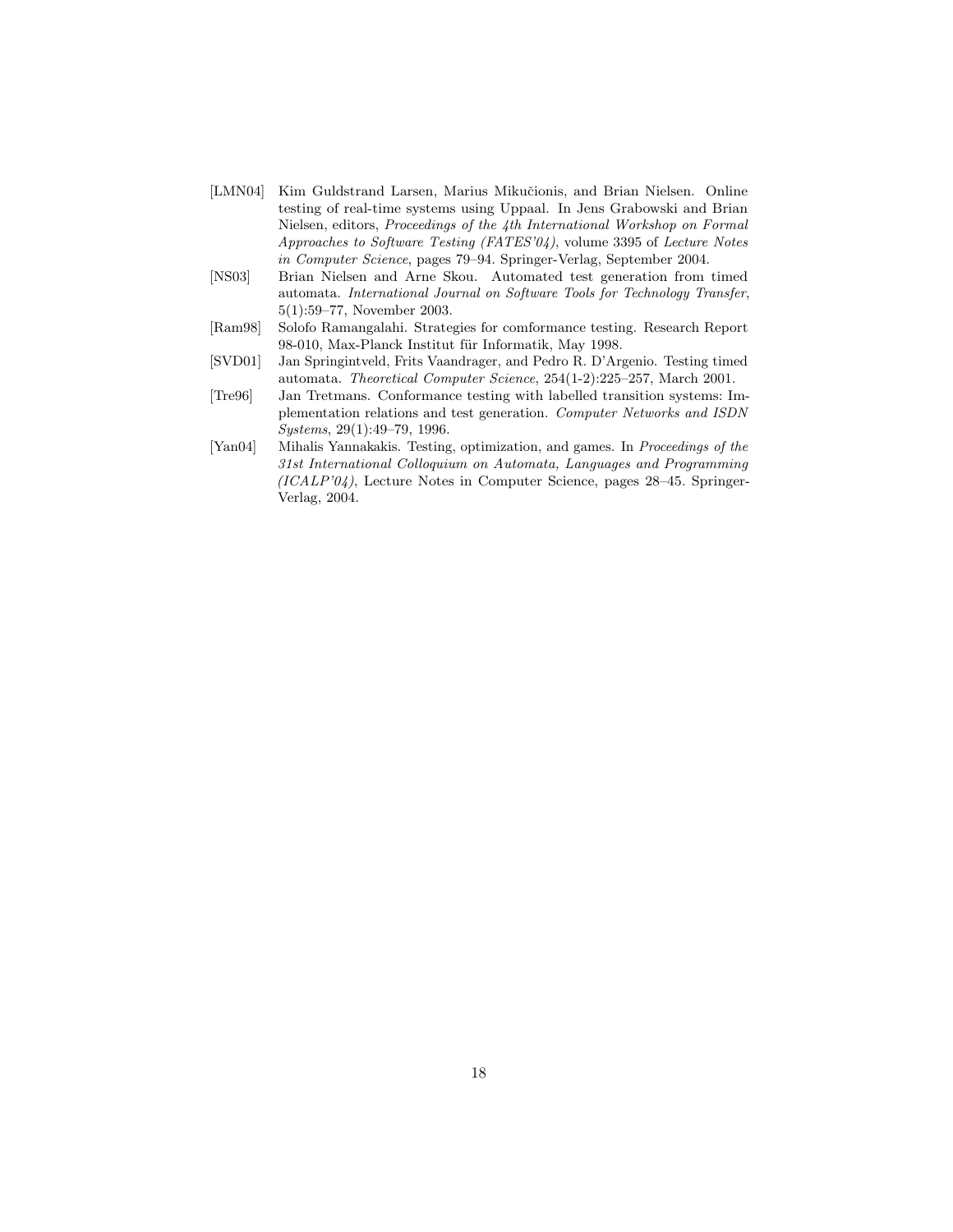[LMN04] Kim Guldstrand Larsen, Marius Mikučionis, and Brian Nielsen. Online testing of real-time systems using Uppaal. In Jens Grabowski and Brian Nielsen, editors, *Proceedings of the 4th International Workshop on Formal Approaches to Software Testing (FATES'04)*, volume 3395 of *Lecture Notes in Computer Science*, pages 79–94. Springer-Verlag, September 2004.

[NS03] Brian Nielsen and Arne Skou. Automated test generation from timed automata. *International Journal on Software Tools for Technology Transfer*, 5(1):59–77, November 2003.

[Ram98] Solofo Ramangalahi. Strategies for comformance testing. Research Report 98-010, Max-Planck Institut für Informatik, May 1998.

[SVD01] Jan Springintveld, Frits Vaandrager, and Pedro R. D'Argenio. Testing timed automata. *Theoretical Computer Science*, 254(1-2):225–257, March 2001.

[Tre96] Jan Tretmans. Conformance testing with labelled transition systems: Implementation relations and test generation. *Computer Networks and ISDN Systems*, 29(1):49–79, 1996.

[Yan04] Mihalis Yannakakis. Testing, optimization, and games. In *Proceedings of the 31st International Colloquium on Automata, Languages and Programming (ICALP'04)*, Lecture Notes in Computer Science, pages 28–45. Springer-Verlag, 2004.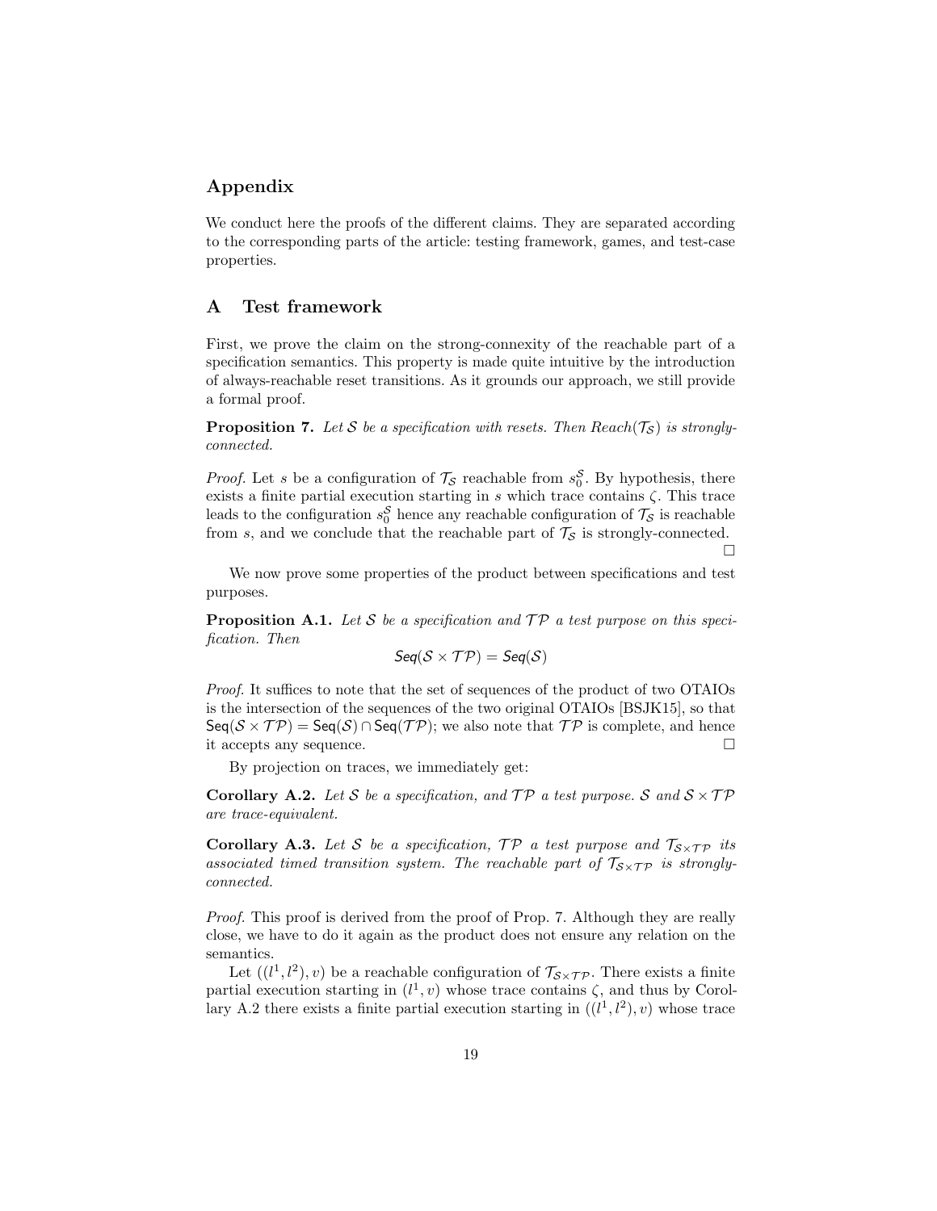## Appendix

We conduct here the proofs of the different claims. They are separated according to the corresponding parts of the article: testing framework, games, and test-case properties.

## A Test framework

First, we prove the claim on the strong-connexity of the reachable part of a specification semantics. This property is made quite intuitive by the introduction of always-reachable reset transitions. As it grounds our approach, we still provide a formal proof.

**Proposition 7.** *Let $\mathcal{S}$ be a specification with resets. Then $Reach(\mathcal{T}_\mathcal{S})$ is strongly-connected.*

*Proof.* Let $s$ be a configuration of $\mathcal{T}_\mathcal{S}$ reachable from $s_0^\mathcal{S}$. By hypothesis, there exists a finite partial execution starting in $s$ which trace contains $\zeta$. This trace leads to the configuration $s_0^\mathcal{S}$ hence any reachable configuration of $\mathcal{T}_\mathcal{S}$ is reachable from $s$, and we conclude that the reachable part of $\mathcal{T}_\mathcal{S}$ is strongly-connected. □

We now prove some properties of the product between specifications and test purposes.

**Proposition A.1.** *Let $\mathcal{S}$ be a specification and $\mathcal{TP}$ a test purpose on this specification. Then*

$$\mathsf{Seq}(\mathcal{S} \times \mathcal{TP}) = \mathsf{Seq}(\mathcal{S})$$

*Proof.* It suffices to note that the set of sequences of the product of two OTAIOs is the intersection of the sequences of the two original OTAIOs [BSJK15], so that $\mathsf{Seq}(\mathcal{S} \times \mathcal{TP}) = \mathsf{Seq}(\mathcal{S}) \cap \mathsf{Seq}(\mathcal{TP})$; we also note that $\mathcal{TP}$ is complete, and hence it accepts any sequence. □

By projection on traces, we immediately get:

**Corollary A.2.** *Let $\mathcal{S}$ be a specification, and $\mathcal{TP}$ a test purpose. $\mathcal{S}$ and $\mathcal{S} \times \mathcal{TP}$ are trace-equivalent.*

**Corollary A.3.** *Let $\mathcal{S}$ be a specification, $\mathcal{TP}$ a test purpose and $\mathcal{T}_{\mathcal{S}\times\mathcal{TP}}$ its associated timed transition system. The reachable part of $\mathcal{T}_{\mathcal{S}\times\mathcal{TP}}$ is strongly-connected.*

*Proof.* This proof is derived from the proof of Prop. 7. Although they are really close, we have to do it again as the product does not ensure any relation on the semantics.

Let $((l^1, l^2), v)$ be a reachable configuration of $\mathcal{T}_{\mathcal{S}\times\mathcal{TP}}$. There exists a finite partial execution starting in $(l^1, v)$ whose trace contains $\zeta$, and thus by Corollary A.2 there exists a finite partial execution starting in $((l^1, l^2), v)$ whose trace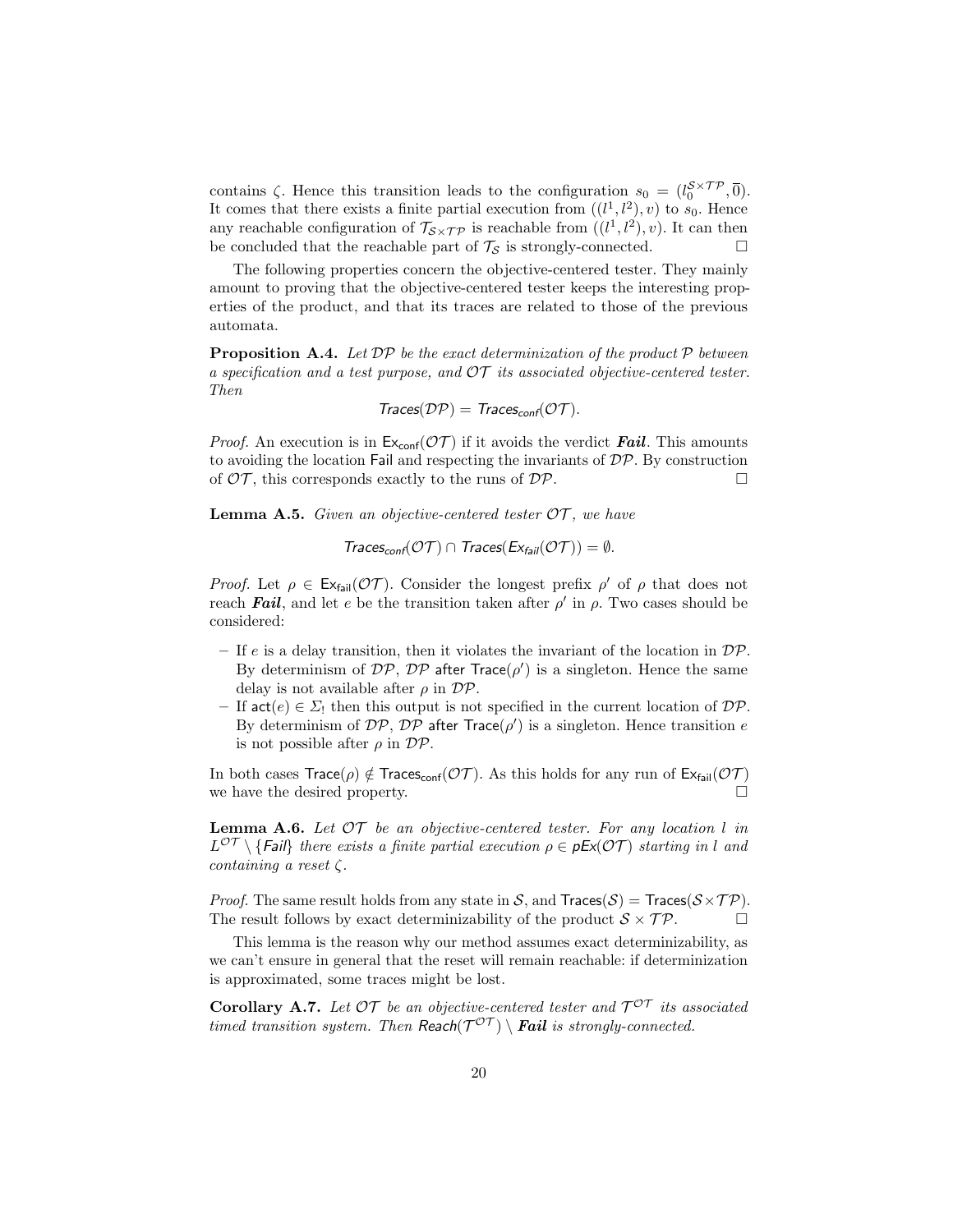contains $\zeta$. Hence this transition leads to the configuration $s_0 = (l_0^{\mathcal{S}\times\mathcal{TP}}, \overline{0})$. It comes that there exists a finite partial execution from $((l^1, l^2), v)$ to $s_0$. Hence any reachable configuration of $\mathcal{T}_{\mathcal{S}\times\mathcal{TP}}$ is reachable from $((l^1, l^2), v)$. It can then be concluded that the reachable part of $\mathcal{T}_{\mathcal{S}}$ is strongly-connected. □

The following properties concern the objective-centered tester. They mainly amount to proving that the objective-centered tester keeps the interesting properties of the product, and that its traces are related to those of the previous automata.

**Proposition A.4.** *Let $\mathcal{DP}$ be the exact determinization of the product $\mathcal{P}$ between a specification and a test purpose, and $\mathcal{OT}$ its associated objective-centered tester. Then*

$$\mathit{Traces}(\mathcal{DP}) = \mathit{Traces}_{\mathit{conf}}(\mathcal{OT}).$$

*Proof.* An execution is in $\mathsf{Ex}_{\mathsf{conf}}(\mathcal{OT})$ if it avoids the verdict ***Fail***. This amounts to avoiding the location $\mathsf{Fail}$ and respecting the invariants of $\mathcal{DP}$. By construction of $\mathcal{OT}$, this corresponds exactly to the runs of $\mathcal{DP}$. □

**Lemma A.5.** *Given an objective-centered tester $\mathcal{OT}$, we have*

$$\mathit{Traces}_{\mathit{conf}}(\mathcal{OT}) \cap \mathit{Traces}(\mathit{Ex}_{\mathit{fail}}(\mathcal{OT})) = \emptyset.$$

*Proof.* Let $\rho \in \mathsf{Ex}_{\mathsf{fail}}(\mathcal{OT})$. Consider the longest prefix $\rho'$ of $\rho$ that does not reach ***Fail***, and let $e$ be the transition taken after $\rho'$ in $\rho$. Two cases should be considered:

- If $e$ is a delay transition, then it violates the invariant of the location in $\mathcal{DP}$. By determinism of $\mathcal{DP}$, $\mathcal{DP}$ after $\mathsf{Trace}(\rho')$ is a singleton. Hence the same delay is not available after $\rho$ in $\mathcal{DP}$.
- If $\mathsf{act}(e) \in \Sigma_!$ then this output is not specified in the current location of $\mathcal{DP}$. By determinism of $\mathcal{DP}$, $\mathcal{DP}$ after $\mathsf{Trace}(\rho')$ is a singleton. Hence transition $e$ is not possible after $\rho$ in $\mathcal{DP}$.

In both cases $\mathsf{Trace}(\rho) \notin \mathsf{Traces}_{\mathsf{conf}}(\mathcal{OT})$. As this holds for any run of $\mathsf{Ex}_{\mathsf{fail}}(\mathcal{OT})$ we have the desired property. □

**Lemma A.6.** *Let $\mathcal{OT}$ be an objective-centered tester. For any location $l$ in $L^{\mathcal{OT}} \setminus \{\mathit{Fail}\}$ there exists a finite partial execution $\rho \in \mathit{pEx}(\mathcal{OT})$ starting in $l$ and containing a reset $\zeta$.*

*Proof.* The same result holds from any state in $\mathcal{S}$, and $\mathsf{Traces}(\mathcal{S}) = \mathsf{Traces}(\mathcal{S}\times\mathcal{TP})$. The result follows by exact determinizability of the product $\mathcal{S}\times\mathcal{TP}$. □

This lemma is the reason why our method assumes exact determinizability, as we can't ensure in general that the reset will remain reachable: if determinization is approximated, some traces might be lost.

**Corollary A.7.** *Let $\mathcal{OT}$ be an objective-centered tester and $\mathcal{T}^{\mathcal{OT}}$ its associated timed transition system. Then $\mathit{Reach}(\mathcal{T}^{\mathcal{OT}}) \setminus$ **Fail** is strongly-connected.*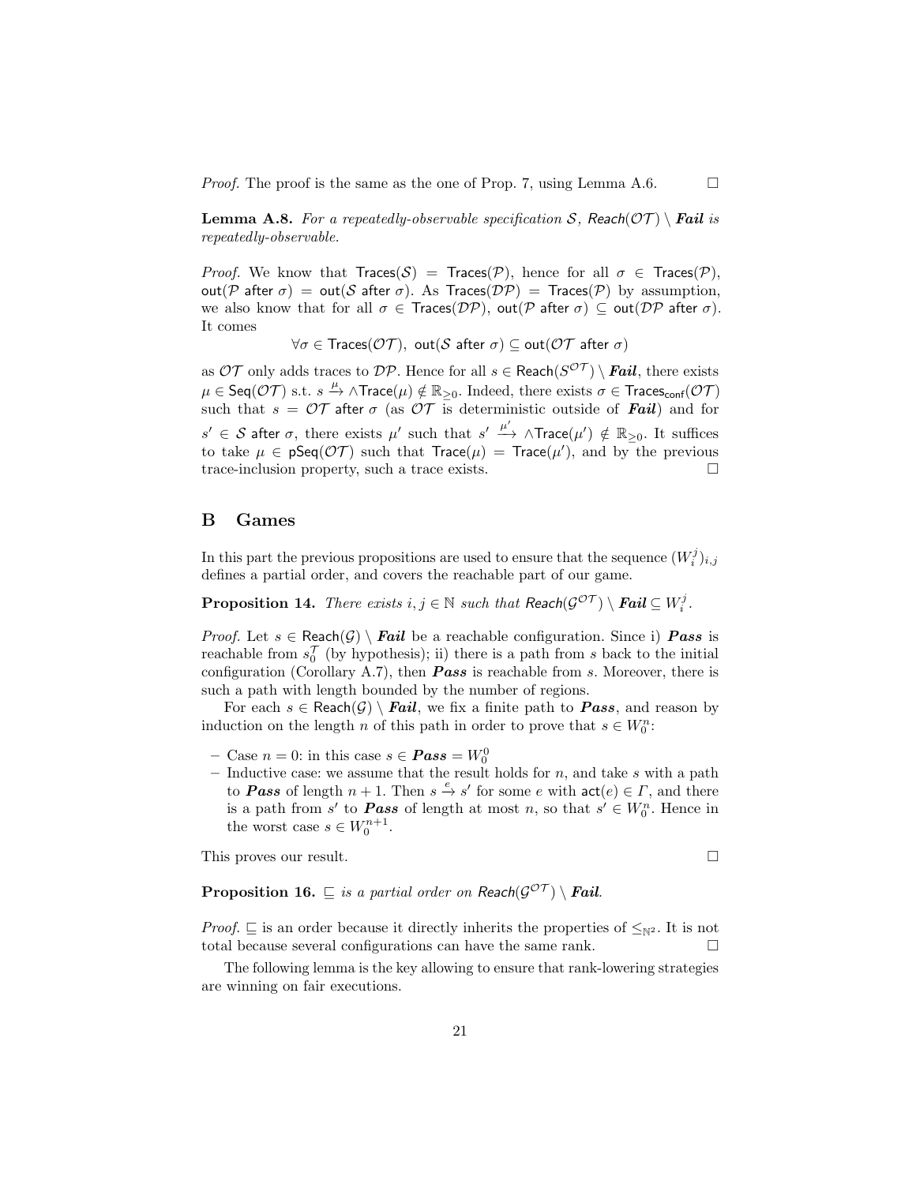*Proof.* The proof is the same as the one of Prop. 7, using Lemma A.6. $\square$

**Lemma A.8.** *For a repeatedly-observable specification $\mathcal{S}$, $\mathsf{Reach}(\mathcal{OT}) \setminus \boldsymbol{Fail}$ is repeatedly-observable.*

*Proof.* We know that $\mathsf{Traces}(\mathcal{S}) = \mathsf{Traces}(\mathcal{P})$, hence for all $\sigma \in \mathsf{Traces}(\mathcal{P})$, $\mathsf{out}(\mathcal{P} \text{ after } \sigma) = \mathsf{out}(\mathcal{S} \text{ after } \sigma)$. As $\mathsf{Traces}(\mathcal{DP}) = \mathsf{Traces}(\mathcal{P})$ by assumption, we also know that for all $\sigma \in \mathsf{Traces}(\mathcal{DP})$, $\mathsf{out}(\mathcal{P} \text{ after } \sigma) \subseteq \mathsf{out}(\mathcal{DP} \text{ after } \sigma)$. It comes

$$\forall \sigma \in \mathsf{Traces}(\mathcal{OT}),\ \mathsf{out}(\mathcal{S} \text{ after } \sigma) \subseteq \mathsf{out}(\mathcal{OT} \text{ after } \sigma)$$

as $\mathcal{OT}$ only adds traces to $\mathcal{DP}$. Hence for all $s \in \mathsf{Reach}(S^{\mathcal{OT}}) \setminus \boldsymbol{Fail}$, there exists $\mu \in \mathsf{Seq}(\mathcal{OT})$ s.t. $s \xrightarrow{\mu} \wedge \mathsf{Trace}(\mu) \notin \mathbb{R}_{\geq 0}$. Indeed, there exists $\sigma \in \mathsf{Traces}_{\mathsf{conf}}(\mathcal{OT})$ such that $s = \mathcal{OT} \text{ after } \sigma$ (as $\mathcal{OT}$ is deterministic outside of $\boldsymbol{Fail}$) and for $s' \in \mathcal{S} \text{ after } \sigma$, there exists $\mu'$ such that $s' \xrightarrow{\mu'} \wedge \mathsf{Trace}(\mu') \notin \mathbb{R}_{\geq 0}$. It suffices to take $\mu \in \mathsf{pSeq}(\mathcal{OT})$ such that $\mathsf{Trace}(\mu) = \mathsf{Trace}(\mu')$, and by the previous trace-inclusion property, such a trace exists. $\square$

## B Games

In this part the previous propositions are used to ensure that the sequence $(W_i^j)_{i,j}$ defines a partial order, and covers the reachable part of our game.

**Proposition 14.** *There exists $i, j \in \mathbb{N}$ such that $\mathsf{Reach}(\mathcal{G}^{\mathcal{OT}}) \setminus \boldsymbol{Fail} \subseteq W_i^j$.*

*Proof.* Let $s \in \mathsf{Reach}(\mathcal{G}) \setminus \boldsymbol{Fail}$ be a reachable configuration. Since i) $\boldsymbol{Pass}$ is reachable from $s_0^{\mathcal{T}}$ (by hypothesis); ii) there is a path from $s$ back to the initial configuration (Corollary A.7), then $\boldsymbol{Pass}$ is reachable from $s$. Moreover, there is such a path with length bounded by the number of regions.

For each $s \in \mathsf{Reach}(\mathcal{G}) \setminus \boldsymbol{Fail}$, we fix a finite path to $\boldsymbol{Pass}$, and reason by induction on the length $n$ of this path in order to prove that $s \in W_0^n$:

- Case $n = 0$: in this case $s \in \boldsymbol{Pass} = W_0^0$
- Inductive case: we assume that the result holds for $n$, and take $s$ with a path to $\boldsymbol{Pass}$ of length $n+1$. Then $s \xrightarrow{e} s'$ for some $e$ with $\mathsf{act}(e) \in \Gamma$, and there is a path from $s'$ to $\boldsymbol{Pass}$ of length at most $n$, so that $s' \in W_0^n$. Hence in the worst case $s \in W_0^{n+1}$.

This proves our result. $\square$

**Proposition 16.** *$\sqsubseteq$ is a partial order on $\mathsf{Reach}(\mathcal{G}^{\mathcal{OT}}) \setminus \boldsymbol{Fail}$.*

*Proof.* $\sqsubseteq$ is an order because it directly inherits the properties of $\leq_{\mathbb{N}^2}$. It is not total because several configurations can have the same rank. $\square$

The following lemma is the key allowing to ensure that rank-lowering strategies are winning on fair executions.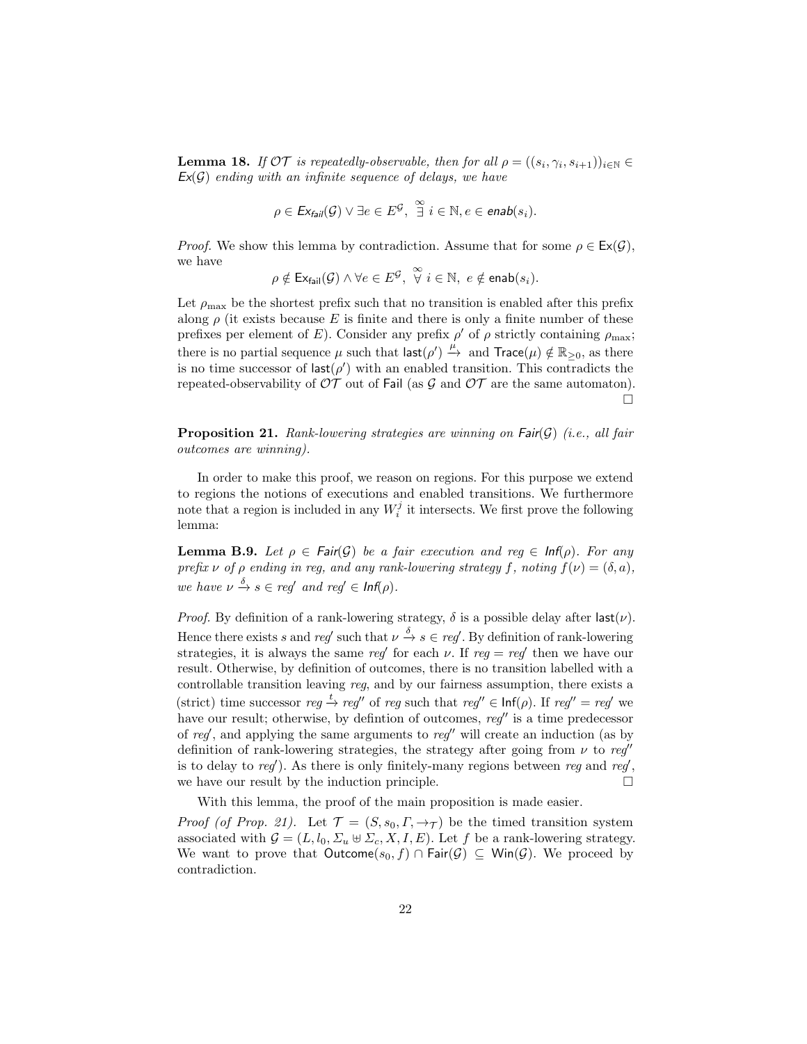**Lemma 18.** *If $\mathcal{OT}$ is repeatedly-observable, then for all $\rho = ((s_i, \gamma_i, s_{i+1}))_{i\in\mathbb{N}} \in$ $\mathsf{Ex}(\mathcal{G})$ ending with an infinite sequence of delays, we have*

$$\rho \in \mathsf{Ex}_{\mathsf{fail}}(\mathcal{G}) \vee \exists e \in E^{\mathcal{G}},\ \overset{\infty}{\exists}\ i \in \mathbb{N}, e \in \mathsf{enab}(s_i).$$

*Proof.* We show this lemma by contradiction. Assume that for some $\rho \in \mathsf{Ex}(\mathcal{G})$, we have

$$\rho \notin \mathsf{Ex}_{\mathsf{fail}}(\mathcal{G}) \wedge \forall e \in E^{\mathcal{G}},\ \overset{\infty}{\forall}\ i \in \mathbb{N},\ e \notin \mathsf{enab}(s_i).$$

Let $\rho_{\max}$ be the shortest prefix such that no transition is enabled after this prefix along $\rho$ (it exists because $E$ is finite and there is only a finite number of these prefixes per element of $E$). Consider any prefix $\rho'$ of $\rho$ strictly containing $\rho_{\max}$; there is no partial sequence $\mu$ such that $\mathsf{last}(\rho') \xrightarrow{\mu}$ and $\mathsf{Trace}(\mu) \notin \mathbb{R}_{\geq 0}$, as there is no time successor of $\mathsf{last}(\rho')$ with an enabled transition. This contradicts the repeated-observability of $\mathcal{OT}$ out of $\mathsf{Fail}$ (as $\mathcal{G}$ and $\mathcal{OT}$ are the same automaton). □

**Proposition 21.** *Rank-lowering strategies are winning on $\mathsf{Fair}(\mathcal{G})$ (i.e., all fair outcomes are winning).*

In order to make this proof, we reason on regions. For this purpose we extend to regions the notions of executions and enabled transitions. We furthermore note that a region is included in any $W_i^j$ it intersects. We first prove the following lemma:

**Lemma B.9.** *Let $\rho \in \mathsf{Fair}(\mathcal{G})$ be a fair execution and $reg \in \mathsf{Inf}(\rho)$. For any prefix $\nu$ of $\rho$ ending in $reg$, and any rank-lowering strategy $f$, noting $f(\nu) = (\delta, a)$, we have $\nu \xrightarrow{\delta} s \in reg'$ and $reg' \in \mathsf{Inf}(\rho)$.*

*Proof.* By definition of a rank-lowering strategy, $\delta$ is a possible delay after $\mathsf{last}(\nu)$. Hence there exists $s$ and $reg'$ such that $\nu \xrightarrow{\delta} s \in reg'$. By definition of rank-lowering strategies, it is always the same $reg'$ for each $\nu$. If $reg = reg'$ then we have our result. Otherwise, by definition of outcomes, there is no transition labelled with a controllable transition leaving $reg$, and by our fairness assumption, there exists a (strict) time successor $reg \xrightarrow{t} reg''$ of $reg$ such that $reg'' \in \mathsf{Inf}(\rho)$. If $reg'' = reg'$ we have our result; otherwise, by defintion of outcomes, $reg''$ is a time predecessor of $reg'$, and applying the same arguments to $reg''$ will create an induction (as by definition of rank-lowering strategies, the strategy after going from $\nu$ to $reg''$ is to delay to $reg'$). As there is only finitely-many regions between $reg$ and $reg'$, we have our result by the induction principle. □

With this lemma, the proof of the main proposition is made easier.

*Proof (of Prop. 21).* Let $\mathcal{T} = (S, s_0, \Gamma, \rightarrow_{\mathcal{T}})$ be the timed transition system associated with $\mathcal{G} = (L, l_0, \Sigma_u \uplus \Sigma_c, X, I, E)$. Let $f$ be a rank-lowering strategy. We want to prove that $\mathsf{Outcome}(s_0, f) \cap \mathsf{Fair}(\mathcal{G}) \subseteq \mathsf{Win}(\mathcal{G})$. We proceed by contradiction.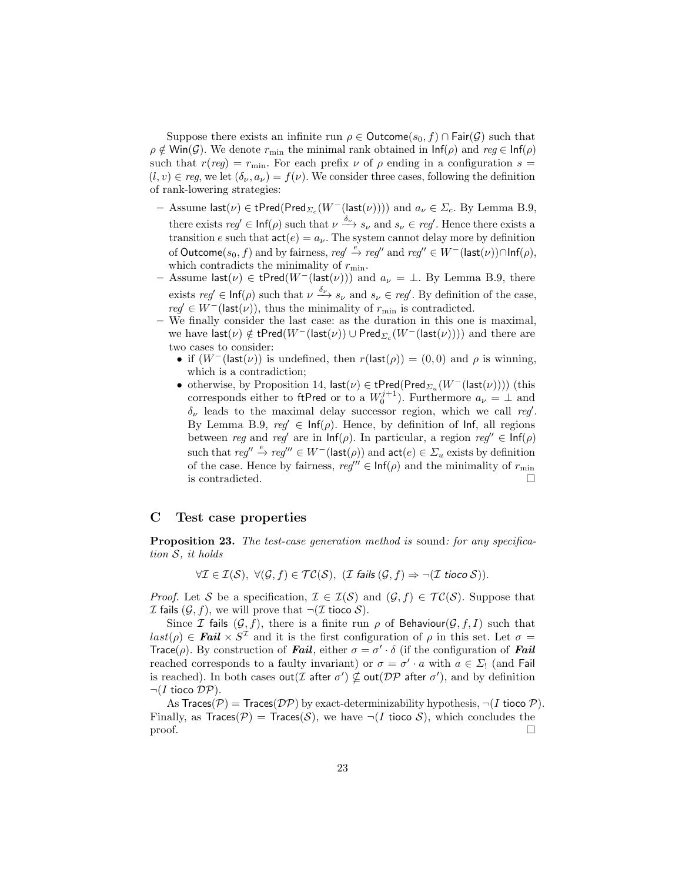Suppose there exists an infinite run $\rho \in \mathsf{Outcome}(s_0, f) \cap \mathsf{Fair}(\mathcal{G})$ such that $\rho \notin \mathsf{Win}(\mathcal{G})$. We denote $r_{\min}$ the minimal rank obtained in $\mathsf{Inf}(\rho)$ and $reg \in \mathsf{Inf}(\rho)$ such that $r(reg) = r_{\min}$. For each prefix $\nu$ of $\rho$ ending in a configuration $s = (l, v) \in reg$, we let $(\delta_\nu, a_\nu) = f(\nu)$. We consider three cases, following the definition of rank-lowering strategies:

- Assume $\mathsf{last}(\nu) \in \mathsf{tPred}(\mathsf{Pred}_{\Sigma_c}(W^-(\mathsf{last}(\nu))))$ and $a_\nu \in \Sigma_c$. By Lemma B.9, there exists $reg' \in \mathsf{Inf}(\rho)$ such that $\nu \xrightarrow{\delta_\nu} s_\nu$ and $s_\nu \in reg'$. Hence there exists a transition $e$ such that $\mathsf{act}(e) = a_\nu$. The system cannot delay more by definition of $\mathsf{Outcome}(s_0, f)$ and by fairness, $reg' \xrightarrow{e} reg''$ and $reg'' \in W^-(\mathsf{last}(\nu)) \cap \mathsf{Inf}(\rho)$, which contradicts the minimality of $r_{\min}$.
- Assume $\mathsf{last}(\nu) \in \mathsf{tPred}(W^-(\mathsf{last}(\nu)))$ and $a_\nu = \bot$. By Lemma B.9, there exists $reg' \in \mathsf{Inf}(\rho)$ such that $\nu \xrightarrow{\delta_\nu} s_\nu$ and $s_\nu \in reg'$. By definition of the case, $reg' \in W^-(\mathsf{last}(\nu))$, thus the minimality of $r_{\min}$ is contradicted.
- We finally consider the last case: as the duration in this one is maximal, we have $\mathsf{last}(\nu) \notin \mathsf{tPred}(W^-(\mathsf{last}(\nu)) \cup \mathsf{Pred}_{\Sigma_c}(W^-(\mathsf{last}(\nu))))$ and there are two cases to consider:
  - if $(W^-(\mathsf{last}(\nu))$ is undefined, then $r(\mathsf{last}(\rho)) = (0, 0)$ and $\rho$ is winning, which is a contradiction;
  - otherwise, by Proposition 14, $\mathsf{last}(\nu) \in \mathsf{tPred}(\mathsf{Pred}_{\Sigma_u}(W^-(\mathsf{last}(\nu))))$ (this corresponds either to $\mathsf{ftPred}$ or to a $W_0^{j+1}$). Furthermore $a_\nu = \bot$ and $\delta_\nu$ leads to the maximal delay successor region, which we call $reg'$. By Lemma B.9, $reg' \in \mathsf{Inf}(\rho)$. Hence, by definition of $\mathsf{Inf}$, all regions between $reg$ and $reg'$ are in $\mathsf{Inf}(\rho)$. In particular, a region $reg'' \in \mathsf{Inf}(\rho)$ such that $reg'' \xrightarrow{e} reg''' \in W^-(\mathsf{last}(\rho))$ and $\mathsf{act}(e) \in \Sigma_u$ exists by definition of the case. Hence by fairness, $reg''' \in \mathsf{Inf}(\rho)$ and the minimality of $r_{\min}$ is contradicted. □

## C Test case properties

**Proposition 23.** *The test-case generation method is* sound*: for any specification $\mathcal{S}$, it holds*

$$\forall \mathcal{I} \in \mathcal{I}(\mathcal{S}),\ \forall (\mathcal{G}, f) \in \mathcal{TC}(\mathcal{S}),\ (\mathcal{I}\ \mathit{fails}\ (\mathcal{G}, f) \Rightarrow \neg(\mathcal{I}\ \mathit{tioco}\ \mathcal{S})).$$

*Proof.* Let $\mathcal{S}$ be a specification, $\mathcal{I} \in \mathcal{I}(\mathcal{S})$ and $(\mathcal{G}, f) \in \mathcal{TC}(\mathcal{S})$. Suppose that $\mathcal{I}$ fails $(\mathcal{G}, f)$, we will prove that $\neg(\mathcal{I}$ tioco $\mathcal{S})$.

Since $\mathcal{I}$ fails $(\mathcal{G}, f)$, there is a finite run $\rho$ of $\mathsf{Behaviour}(\mathcal{G}, f, I)$ such that $last(\rho) \in \boldsymbol{Fail} \times S^{\mathcal{I}}$ and it is the first configuration of $\rho$ in this set. Let $\sigma = \mathsf{Trace}(\rho)$. By construction of $\boldsymbol{Fail}$, either $\sigma = \sigma' \cdot \delta$ (if the configuration of $\boldsymbol{Fail}$ reached corresponds to a faulty invariant) or $\sigma = \sigma' \cdot a$ with $a \in \Sigma_!$ (and Fail is reached). In both cases $\mathsf{out}(\mathcal{I}\ \mathsf{after}\ \sigma') \nsubseteq \mathsf{out}(\mathcal{DP}\ \mathsf{after}\ \sigma')$, and by definition $\neg(I$ tioco $\mathcal{DP})$.

As $\mathsf{Traces}(\mathcal{P}) = \mathsf{Traces}(\mathcal{DP})$ by exact-determinizability hypothesis, $\neg(I$ tioco $\mathcal{P})$. Finally, as $\mathsf{Traces}(\mathcal{P}) = \mathsf{Traces}(\mathcal{S})$, we have $\neg(I$ tioco $\mathcal{S})$, which concludes the proof. □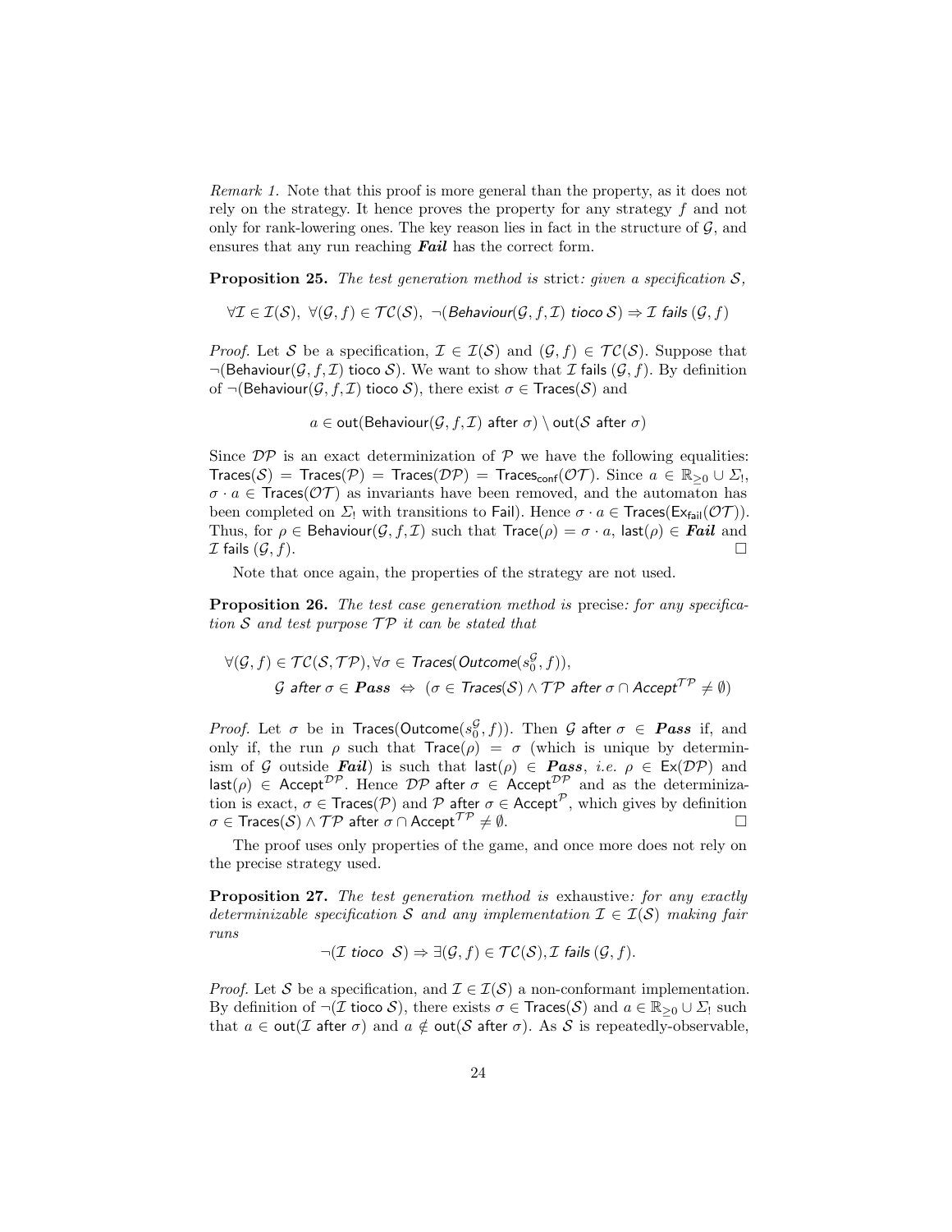*Remark 1.* Note that this proof is more general than the property, as it does not rely on the strategy. It hence proves the property for any strategy $f$ and not only for rank-lowering ones. The key reason lies in fact in the structure of $\mathcal{G}$, and ensures that any run reaching ***Fail*** has the correct form.

**Proposition 25.** *The test generation method is* strict*: given a specification $\mathcal{S}$,*

$$\forall \mathcal{I} \in \mathcal{I}(\mathcal{S}),\ \forall (\mathcal{G}, f) \in \mathcal{TC}(\mathcal{S}),\ \neg(\mathsf{Behaviour}(\mathcal{G}, f, \mathcal{I})\ \mathsf{tioco}\ \mathcal{S}) \Rightarrow \mathcal{I}\ \mathsf{fails}\ (\mathcal{G}, f)$$

*Proof.* Let $\mathcal{S}$ be a specification, $\mathcal{I} \in \mathcal{I}(\mathcal{S})$ and $(\mathcal{G}, f) \in \mathcal{TC}(\mathcal{S})$. Suppose that $\neg(\mathsf{Behaviour}(\mathcal{G}, f, \mathcal{I})\ \mathsf{tioco}\ \mathcal{S})$. We want to show that $\mathcal{I}$ fails $(\mathcal{G}, f)$. By definition of $\neg(\mathsf{Behaviour}(\mathcal{G}, f, \mathcal{I})\ \mathsf{tioco}\ \mathcal{S})$, there exist $\sigma \in \mathsf{Traces}(\mathcal{S})$ and

$$a \in \mathsf{out}(\mathsf{Behaviour}(\mathcal{G}, f, \mathcal{I})\ \mathsf{after}\ \sigma) \setminus \mathsf{out}(\mathcal{S}\ \mathsf{after}\ \sigma)$$

Since $\mathcal{DP}$ is an exact determinization of $\mathcal{P}$ we have the following equalities: $\mathsf{Traces}(\mathcal{S}) = \mathsf{Traces}(\mathcal{P}) = \mathsf{Traces}(\mathcal{DP}) = \mathsf{Traces}_{\mathsf{conf}}(\mathcal{OT})$. Since $a \in \mathbb{R}_{\geq 0} \cup \Sigma_!$, $\sigma \cdot a \in \mathsf{Traces}(\mathcal{OT})$ as invariants have been removed, and the automaton has been completed on $\Sigma_!$ with transitions to Fail). Hence $\sigma \cdot a \in \mathsf{Traces}(\mathsf{Ex}_{\mathsf{fail}}(\mathcal{OT}))$. Thus, for $\rho \in \mathsf{Behaviour}(\mathcal{G}, f, \mathcal{I})$ such that $\mathsf{Trace}(\rho) = \sigma \cdot a$, $\mathsf{last}(\rho) \in$ ***Fail*** and $\mathcal{I}$ fails $(\mathcal{G}, f)$. □

Note that once again, the properties of the strategy are not used.

**Proposition 26.** *The test case generation method is* precise*: for any specification $\mathcal{S}$ and test purpose $\mathcal{TP}$ it can be stated that*

$$\forall (\mathcal{G}, f) \in \mathcal{TC}(\mathcal{S}, \mathcal{TP}), \forall \sigma \in \mathsf{Traces}(\mathsf{Outcome}(s_0^{\mathcal{G}}, f)),$$
$$\mathcal{G}\ \mathsf{after}\ \sigma \in \boldsymbol{Pass} \ \Leftrightarrow\ (\sigma \in \mathsf{Traces}(\mathcal{S}) \wedge \mathcal{TP}\ \mathsf{after}\ \sigma \cap \mathsf{Accept}^{\mathcal{TP}} \neq \emptyset)$$

*Proof.* Let $\sigma$ be in $\mathsf{Traces}(\mathsf{Outcome}(s_0^{\mathcal{G}}, f))$. Then $\mathcal{G}$ after $\sigma \in$ ***Pass*** if, and only if, the run $\rho$ such that $\mathsf{Trace}(\rho) = \sigma$ (which is unique by determinism of $\mathcal{G}$ outside ***Fail***) is such that $\mathsf{last}(\rho) \in$ ***Pass***, *i.e.* $\rho \in \mathsf{Ex}(\mathcal{DP})$ and $\mathsf{last}(\rho) \in \mathsf{Accept}^{\mathcal{DP}}$. Hence $\mathcal{DP}$ after $\sigma \in \mathsf{Accept}^{\mathcal{DP}}$ and as the determinization is exact, $\sigma \in \mathsf{Traces}(\mathcal{P})$ and $\mathcal{P}$ after $\sigma \in \mathsf{Accept}^{\mathcal{P}}$, which gives by definition $\sigma \in \mathsf{Traces}(\mathcal{S}) \wedge \mathcal{TP}$ after $\sigma \cap \mathsf{Accept}^{\mathcal{TP}} \neq \emptyset$. □

The proof uses only properties of the game, and once more does not rely on the precise strategy used.

**Proposition 27.** *The test generation method is* exhaustive*: for any exactly determinizable specification $\mathcal{S}$ and any implementation $\mathcal{I} \in \mathcal{I}(\mathcal{S})$ making fair runs*

$$\neg(\mathcal{I}\ \mathsf{tioco}\ \ \mathcal{S}) \Rightarrow \exists (\mathcal{G}, f) \in \mathcal{TC}(\mathcal{S}), \mathcal{I}\ \mathsf{fails}\ (\mathcal{G}, f).$$

*Proof.* Let $\mathcal{S}$ be a specification, and $\mathcal{I} \in \mathcal{I}(\mathcal{S})$ a non-conformant implementation. By definition of $\neg(\mathcal{I}\ \mathsf{tioco}\ \mathcal{S})$, there exists $\sigma \in \mathsf{Traces}(\mathcal{S})$ and $a \in \mathbb{R}_{\geq 0} \cup \Sigma_!$ such that $a \in \mathsf{out}(\mathcal{I}\ \mathsf{after}\ \sigma)$ and $a \notin \mathsf{out}(\mathcal{S}\ \mathsf{after}\ \sigma)$. As $\mathcal{S}$ is repeatedly-observable,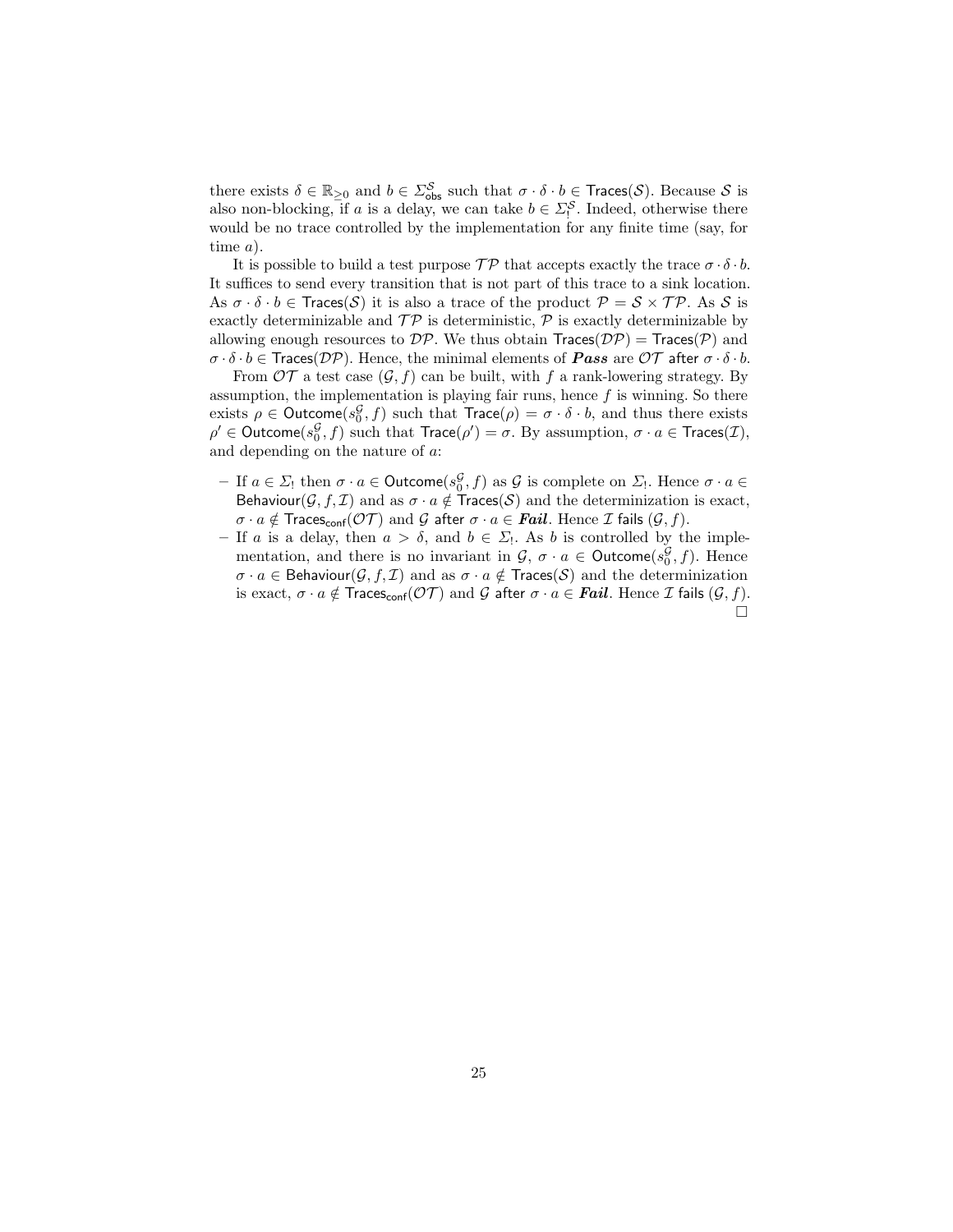there exists $\delta \in \mathbb{R}_{\geq 0}$ and $b \in \Sigma_{\mathsf{obs}}^{\mathcal{S}}$ such that $\sigma \cdot \delta \cdot b \in \mathsf{Traces}(\mathcal{S})$. Because $\mathcal{S}$ is also non-blocking, if $a$ is a delay, we can take $b \in \Sigma_{!}^{\mathcal{S}}$. Indeed, otherwise there would be no trace controlled by the implementation for any finite time (say, for time $a$).

It is possible to build a test purpose $\mathcal{TP}$ that accepts exactly the trace $\sigma \cdot \delta \cdot b$. It suffices to send every transition that is not part of this trace to a sink location. As $\sigma \cdot \delta \cdot b \in \mathsf{Traces}(\mathcal{S})$ it is also a trace of the product $\mathcal{P} = \mathcal{S} \times \mathcal{TP}$. As $\mathcal{S}$ is exactly determinizable and $\mathcal{TP}$ is deterministic, $\mathcal{P}$ is exactly determinizable by allowing enough resources to $\mathcal{DP}$. We thus obtain $\mathsf{Traces}(\mathcal{DP}) = \mathsf{Traces}(\mathcal{P})$ and $\sigma \cdot \delta \cdot b \in \mathsf{Traces}(\mathcal{DP})$. Hence, the minimal elements of ***Pass*** are $\mathcal{OT}$ after $\sigma \cdot \delta \cdot b$.

From $\mathcal{OT}$ a test case $(\mathcal{G}, f)$ can be built, with $f$ a rank-lowering strategy. By assumption, the implementation is playing fair runs, hence $f$ is winning. So there exists $\rho \in \mathsf{Outcome}(s_0^{\mathcal{G}}, f)$ such that $\mathsf{Trace}(\rho) = \sigma \cdot \delta \cdot b$, and thus there exists $\rho' \in \mathsf{Outcome}(s_0^{\mathcal{G}}, f)$ such that $\mathsf{Trace}(\rho') = \sigma$. By assumption, $\sigma \cdot a \in \mathsf{Traces}(\mathcal{I})$, and depending on the nature of $a$:

- If $a \in \Sigma_!$ then $\sigma \cdot a \in \mathsf{Outcome}(s_0^{\mathcal{G}}, f)$ as $\mathcal{G}$ is complete on $\Sigma_!$. Hence $\sigma \cdot a \in \mathsf{Behaviour}(\mathcal{G}, f, \mathcal{I})$ and as $\sigma \cdot a \notin \mathsf{Traces}(\mathcal{S})$ and the determinization is exact, $\sigma \cdot a \notin \mathsf{Traces}_{\mathsf{conf}}(\mathcal{OT})$ and $\mathcal{G}$ after $\sigma \cdot a \in$ ***Fail***. Hence $\mathcal{I}$ fails $(\mathcal{G}, f)$.
- If $a$ is a delay, then $a > \delta$, and $b \in \Sigma_!$. As $b$ is controlled by the implementation, and there is no invariant in $\mathcal{G}$, $\sigma \cdot a \in \mathsf{Outcome}(s_0^{\mathcal{G}}, f)$. Hence $\sigma \cdot a \in \mathsf{Behaviour}(\mathcal{G}, f, \mathcal{I})$ and as $\sigma \cdot a \notin \mathsf{Traces}(\mathcal{S})$ and the determinization is exact, $\sigma \cdot a \notin \mathsf{Traces}_{\mathsf{conf}}(\mathcal{OT})$ and $\mathcal{G}$ after $\sigma \cdot a \in$ ***Fail***. Hence $\mathcal{I}$ fails $(\mathcal{G}, f)$.

□